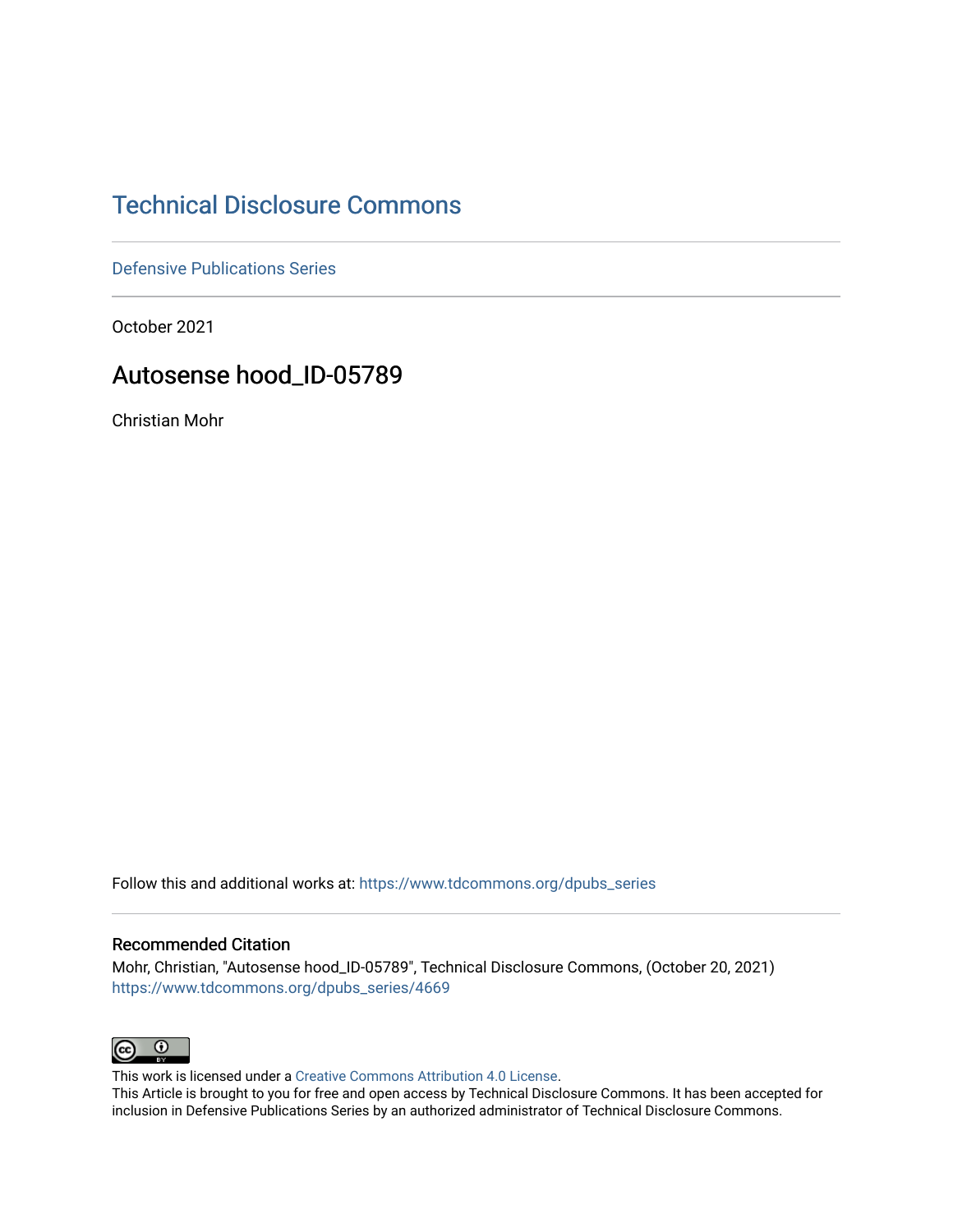# Technical Disclosure Commons

Defensive Publications Series

October 2021

## Autosense hood_ID-05789

Christian Mohr

Follow this and additional works at: https://www.tdcommons.org/dpubs_series

### Recommended Citation

Mohr, Christian, "Autosense hood_ID-05789", Technical Disclosure Commons, (October 20, 2021)
https://www.tdcommons.org/dpubs_series/4669

This work is licensed under a Creative Commons Attribution 4.0 License.
This Article is brought to you for free and open access by Technical Disclosure Commons. It has been accepted for inclusion in Defensive Publications Series by an authorized administrator of Technical Disclosure Commons.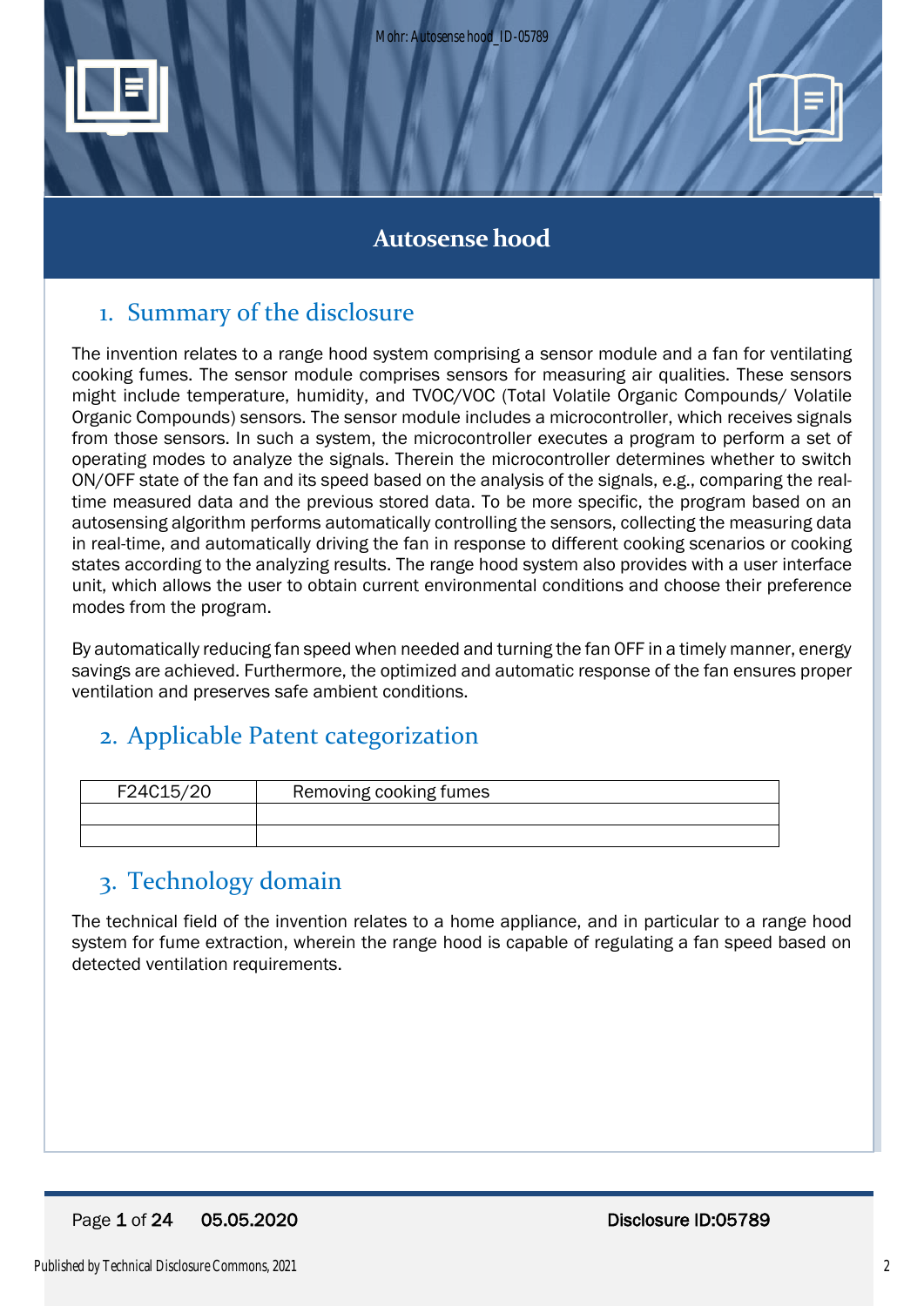# Autosense hood

## 1. Summary of the disclosure

The invention relates to a range hood system comprising a sensor module and a fan for ventilating cooking fumes. The sensor module comprises sensors for measuring air qualities. These sensors might include temperature, humidity, and TVOC/VOC (Total Volatile Organic Compounds/ Volatile Organic Compounds) sensors. The sensor module includes a microcontroller, which receives signals from those sensors. In such a system, the microcontroller executes a program to perform a set of operating modes to analyze the signals. Therein the microcontroller determines whether to switch ON/OFF state of the fan and its speed based on the analysis of the signals, e.g., comparing the real-time measured data and the previous stored data. To be more specific, the program based on an autosensing algorithm performs automatically controlling the sensors, collecting the measuring data in real-time, and automatically driving the fan in response to different cooking scenarios or cooking states according to the analyzing results. The range hood system also provides with a user interface unit, which allows the user to obtain current environmental conditions and choose their preference modes from the program.

By automatically reducing fan speed when needed and turning the fan OFF in a timely manner, energy savings are achieved. Furthermore, the optimized and automatic response of the fan ensures proper ventilation and preserves safe ambient conditions.

## 2. Applicable Patent categorization

| F24C15/20 | Removing cooking fumes |
|---|---|
| | |
| | |

## 3. Technology domain

The technical field of the invention relates to a home appliance, and in particular to a range hood system for fume extraction, wherein the range hood is capable of regulating a fan speed based on detected ventilation requirements.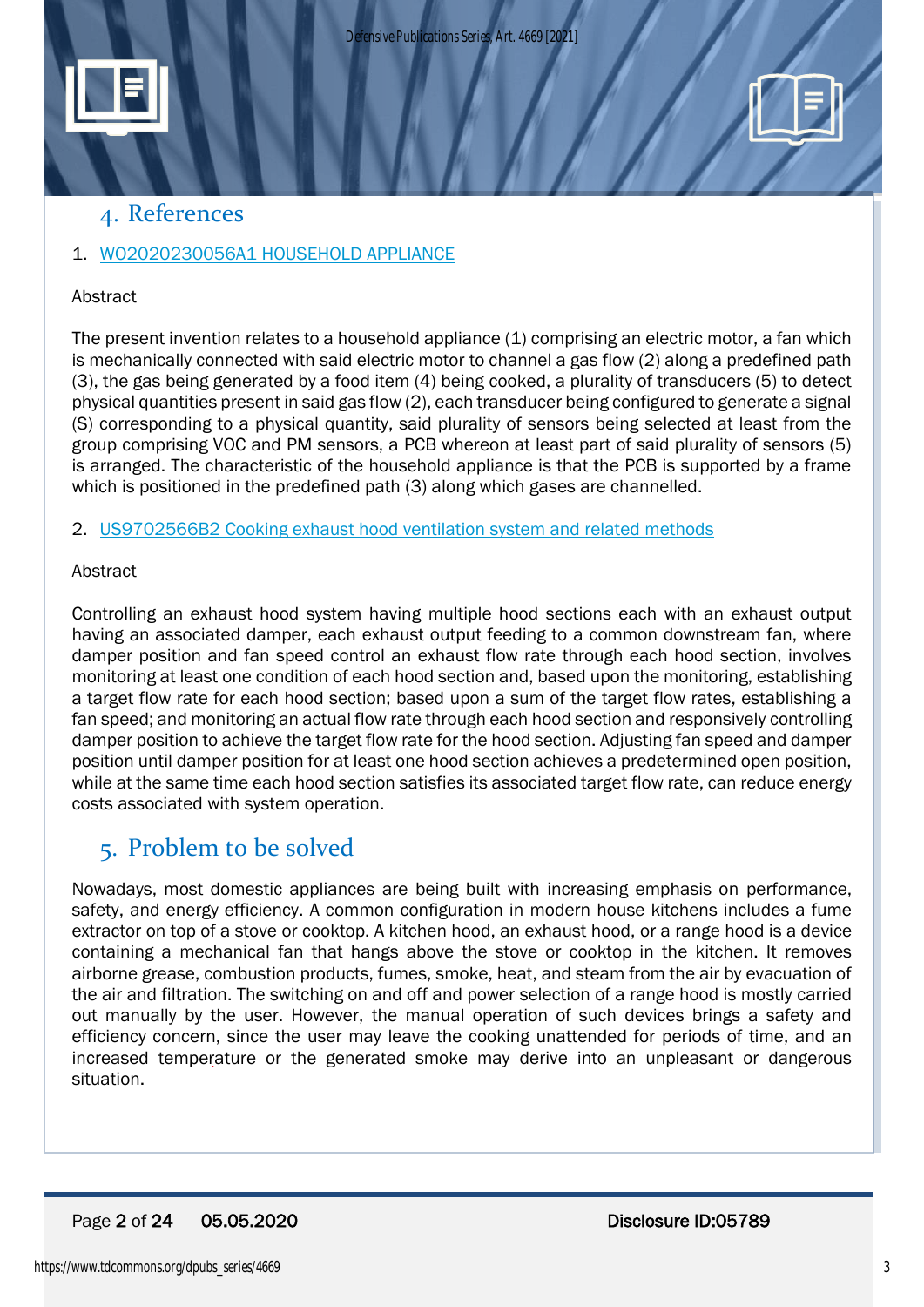## 4. References

1. [WO2020230056A1 HOUSEHOLD APPLIANCE]

Abstract

The present invention relates to a household appliance (1) comprising an electric motor, a fan which is mechanically connected with said electric motor to channel a gas flow (2) along a predefined path (3), the gas being generated by a food item (4) being cooked, a plurality of transducers (5) to detect physical quantities present in said gas flow (2), each transducer being configured to generate a signal (S) corresponding to a physical quantity, said plurality of sensors being selected at least from the group comprising VOC and PM sensors, a PCB whereon at least part of said plurality of sensors (5) is arranged. The characteristic of the household appliance is that the PCB is supported by a frame which is positioned in the predefined path (3) along which gases are channelled.

2. [US9702566B2 Cooking exhaust hood ventilation system and related methods]

Abstract

Controlling an exhaust hood system having multiple hood sections each with an exhaust output having an associated damper, each exhaust output feeding to a common downstream fan, where damper position and fan speed control an exhaust flow rate through each hood section, involves monitoring at least one condition of each hood section and, based upon the monitoring, establishing a target flow rate for each hood section; based upon a sum of the target flow rates, establishing a fan speed; and monitoring an actual flow rate through each hood section and responsively controlling damper position to achieve the target flow rate for the hood section. Adjusting fan speed and damper position until damper position for at least one hood section achieves a predetermined open position, while at the same time each hood section satisfies its associated target flow rate, can reduce energy costs associated with system operation.

## 5. Problem to be solved

Nowadays, most domestic appliances are being built with increasing emphasis on performance, safety, and energy efficiency. A common configuration in modern house kitchens includes a fume extractor on top of a stove or cooktop. A kitchen hood, an exhaust hood, or a range hood is a device containing a mechanical fan that hangs above the stove or cooktop in the kitchen. It removes airborne grease, combustion products, fumes, smoke, heat, and steam from the air by evacuation of the air and filtration. The switching on and off and power selection of a range hood is mostly carried out manually by the user. However, the manual operation of such devices brings a safety and efficiency concern, since the user may leave the cooking unattended for periods of time, and an increased temperature or the generated smoke may derive into an unpleasant or dangerous situation.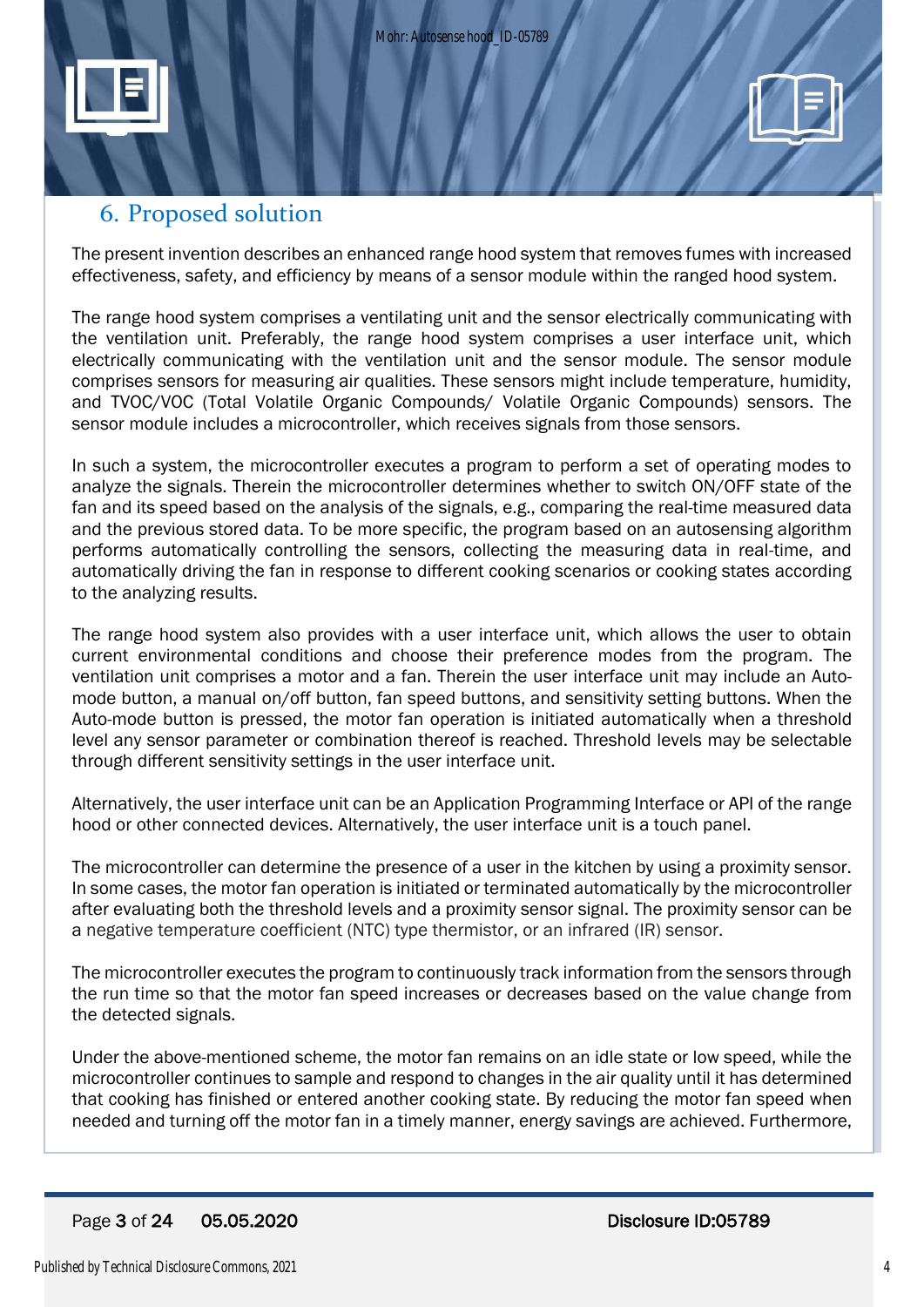## 6. Proposed solution

The present invention describes an enhanced range hood system that removes fumes with increased effectiveness, safety, and efficiency by means of a sensor module within the ranged hood system.

The range hood system comprises a ventilating unit and the sensor electrically communicating with the ventilation unit. Preferably, the range hood system comprises a user interface unit, which electrically communicating with the ventilation unit and the sensor module. The sensor module comprises sensors for measuring air qualities. These sensors might include temperature, humidity, and TVOC/VOC (Total Volatile Organic Compounds/ Volatile Organic Compounds) sensors. The sensor module includes a microcontroller, which receives signals from those sensors.

In such a system, the microcontroller executes a program to perform a set of operating modes to analyze the signals. Therein the microcontroller determines whether to switch ON/OFF state of the fan and its speed based on the analysis of the signals, e.g., comparing the real-time measured data and the previous stored data. To be more specific, the program based on an autosensing algorithm performs automatically controlling the sensors, collecting the measuring data in real-time, and automatically driving the fan in response to different cooking scenarios or cooking states according to the analyzing results.

The range hood system also provides with a user interface unit, which allows the user to obtain current environmental conditions and choose their preference modes from the program. The ventilation unit comprises a motor and a fan. Therein the user interface unit may include an Auto-mode button, a manual on/off button, fan speed buttons, and sensitivity setting buttons. When the Auto-mode button is pressed, the motor fan operation is initiated automatically when a threshold level any sensor parameter or combination thereof is reached. Threshold levels may be selectable through different sensitivity settings in the user interface unit.

Alternatively, the user interface unit can be an Application Programming Interface or API of the range hood or other connected devices. Alternatively, the user interface unit is a touch panel.

The microcontroller can determine the presence of a user in the kitchen by using a proximity sensor. In some cases, the motor fan operation is initiated or terminated automatically by the microcontroller after evaluating both the threshold levels and a proximity sensor signal. The proximity sensor can be a negative temperature coefficient (NTC) type thermistor, or an infrared (IR) sensor.

The microcontroller executes the program to continuously track information from the sensors through the run time so that the motor fan speed increases or decreases based on the value change from the detected signals.

Under the above-mentioned scheme, the motor fan remains on an idle state or low speed, while the microcontroller continues to sample and respond to changes in the air quality until it has determined that cooking has finished or entered another cooking state. By reducing the motor fan speed when needed and turning off the motor fan in a timely manner, energy savings are achieved. Furthermore,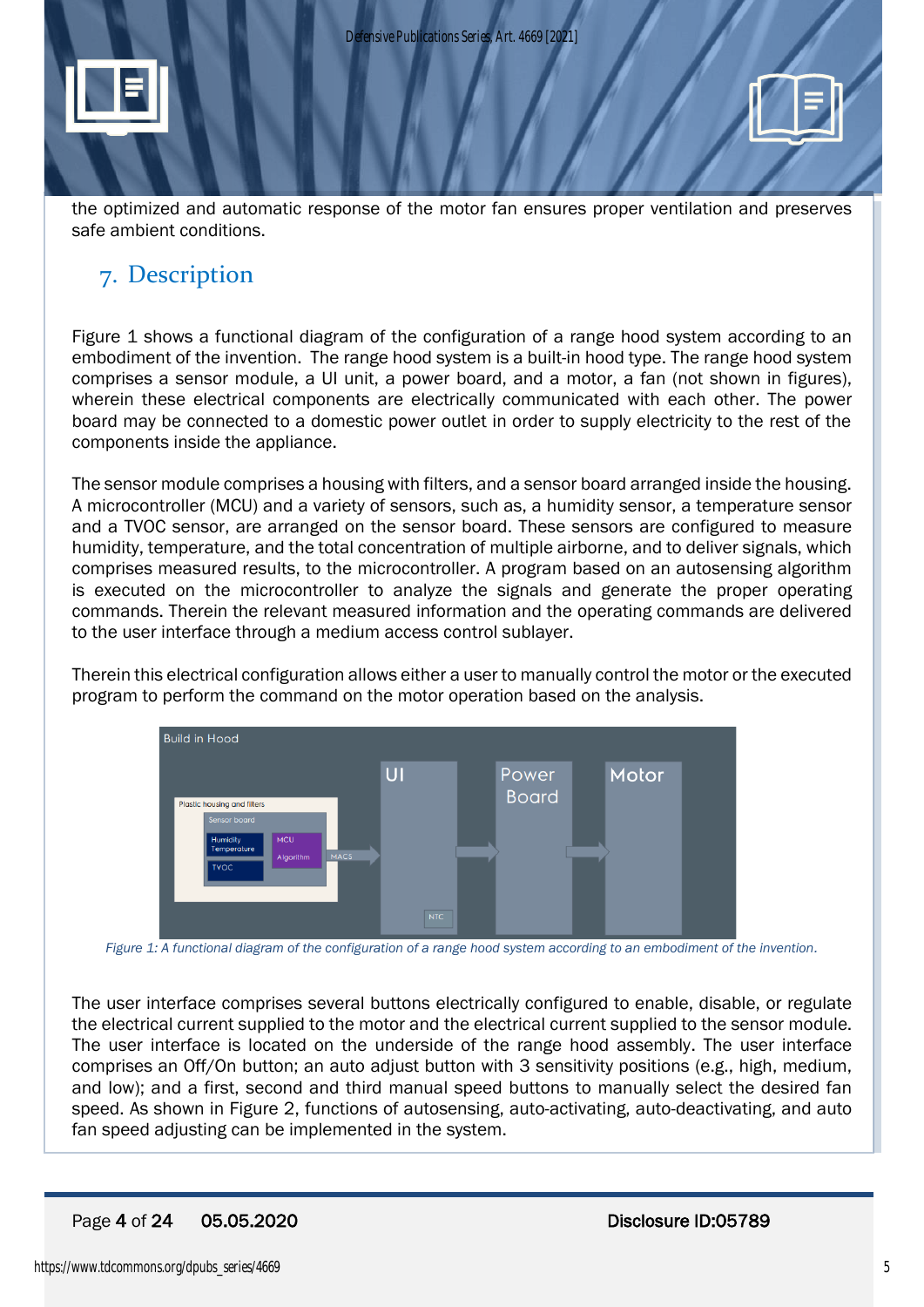the optimized and automatic response of the motor fan ensures proper ventilation and preserves safe ambient conditions.

## 7. Description

Figure 1 shows a functional diagram of the configuration of a range hood system according to an embodiment of the invention. The range hood system is a built-in hood type. The range hood system comprises a sensor module, a UI unit, a power board, and a motor, a fan (not shown in figures), wherein these electrical components are electrically communicated with each other. The power board may be connected to a domestic power outlet in order to supply electricity to the rest of the components inside the appliance.

The sensor module comprises a housing with filters, and a sensor board arranged inside the housing. A microcontroller (MCU) and a variety of sensors, such as, a humidity sensor, a temperature sensor and a TVOC sensor, are arranged on the sensor board. These sensors are configured to measure humidity, temperature, and the total concentration of multiple airborne, and to deliver signals, which comprises measured results, to the microcontroller. A program based on an autosensing algorithm is executed on the microcontroller to analyze the signals and generate the proper operating commands. Therein the relevant measured information and the operating commands are delivered to the user interface through a medium access control sublayer.

Therein this electrical configuration allows either a user to manually control the motor or the executed program to perform the command on the motor operation based on the analysis.

*Figure 1: A functional diagram of the configuration of a range hood system according to an embodiment of the invention.*

The user interface comprises several buttons electrically configured to enable, disable, or regulate the electrical current supplied to the motor and the electrical current supplied to the sensor module. The user interface is located on the underside of the range hood assembly. The user interface comprises an Off/On button; an auto adjust button with 3 sensitivity positions (e.g., high, medium, and low); and a first, second and third manual speed buttons to manually select the desired fan speed. As shown in Figure 2, functions of autosensing, auto-activating, auto-deactivating, and auto fan speed adjusting can be implemented in the system.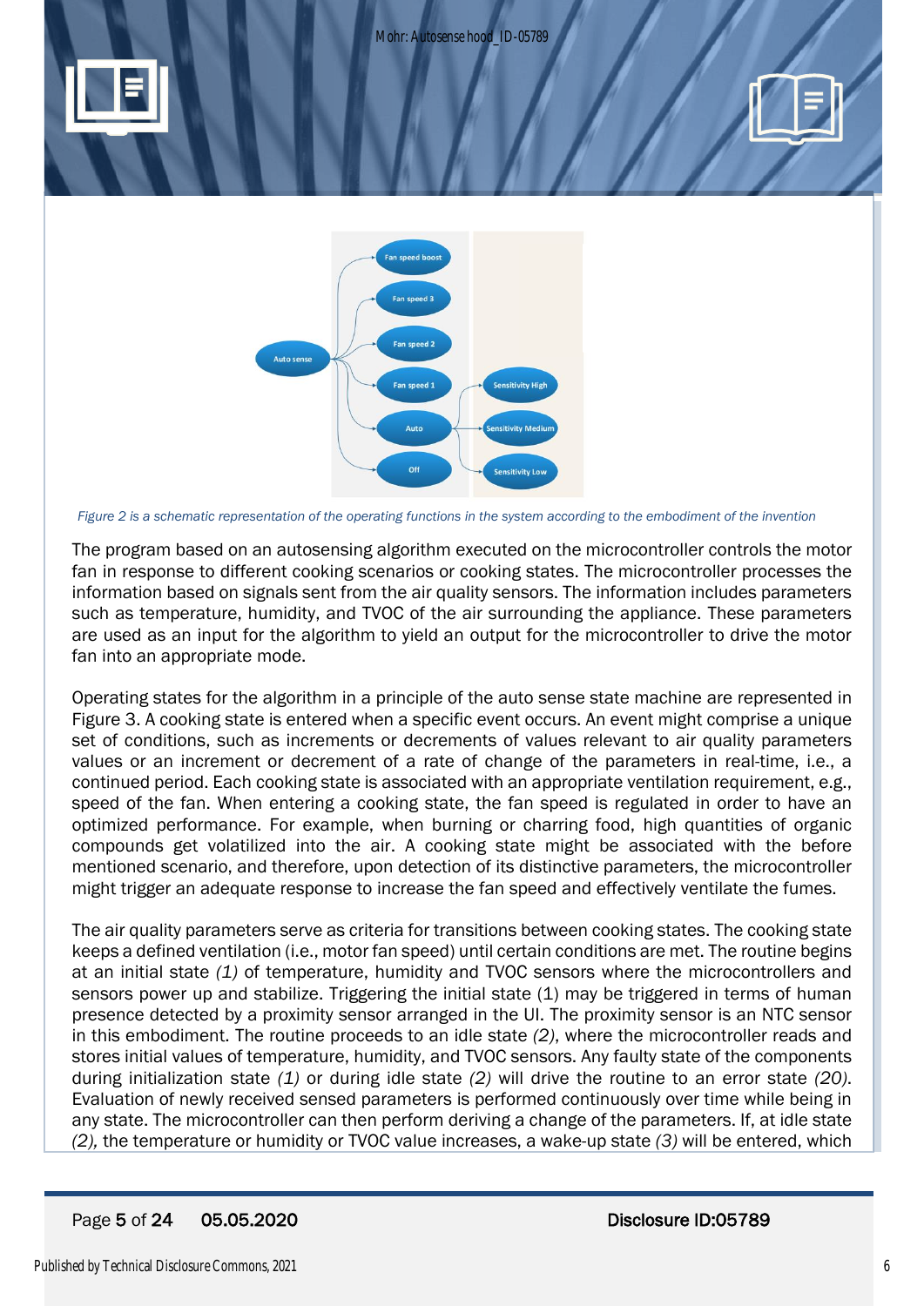*Figure 2 is a schematic representation of the operating functions in the system according to the embodiment of the invention*

The program based on an autosensing algorithm executed on the microcontroller controls the motor fan in response to different cooking scenarios or cooking states. The microcontroller processes the information based on signals sent from the air quality sensors. The information includes parameters such as temperature, humidity, and TVOC of the air surrounding the appliance. These parameters are used as an input for the algorithm to yield an output for the microcontroller to drive the motor fan into an appropriate mode.

Operating states for the algorithm in a principle of the auto sense state machine are represented in Figure 3. A cooking state is entered when a specific event occurs. An event might comprise a unique set of conditions, such as increments or decrements of values relevant to air quality parameters values or an increment or decrement of a rate of change of the parameters in real-time, i.e., a continued period. Each cooking state is associated with an appropriate ventilation requirement, e.g., speed of the fan. When entering a cooking state, the fan speed is regulated in order to have an optimized performance. For example, when burning or charring food, high quantities of organic compounds get volatilized into the air. A cooking state might be associated with the before mentioned scenario, and therefore, upon detection of its distinctive parameters, the microcontroller might trigger an adequate response to increase the fan speed and effectively ventilate the fumes.

The air quality parameters serve as criteria for transitions between cooking states. The cooking state keeps a defined ventilation (i.e., motor fan speed) until certain conditions are met. The routine begins at an initial state *(1)* of temperature, humidity and TVOC sensors where the microcontrollers and sensors power up and stabilize. Triggering the initial state (1) may be triggered in terms of human presence detected by a proximity sensor arranged in the UI. The proximity sensor is an NTC sensor in this embodiment. The routine proceeds to an idle state *(2)*, where the microcontroller reads and stores initial values of temperature, humidity, and TVOC sensors. Any faulty state of the components during initialization state *(1)* or during idle state *(2)* will drive the routine to an error state *(20)*. Evaluation of newly received sensed parameters is performed continuously over time while being in any state. The microcontroller can then perform deriving a change of the parameters. If, at idle state *(2),* the temperature or humidity or TVOC value increases, a wake-up state *(3)* will be entered, which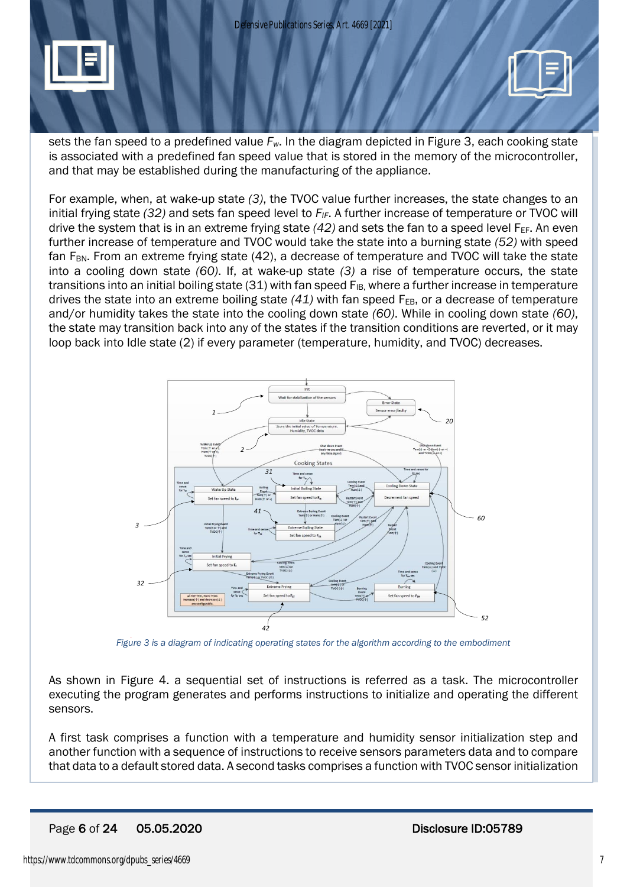sets the fan speed to a predefined value $F_w$. In the diagram depicted in Figure 3, each cooking state is associated with a predefined fan speed value that is stored in the memory of the microcontroller, and that may be established during the manufacturing of the appliance.

For example, when, at wake-up state *(3)*, the TVOC value further increases, the state changes to an initial frying state *(32)* and sets fan speed level to $F_{IF}$. A further increase of temperature or TVOC will drive the system that is in an extreme frying state *(42)* and sets the fan to a speed level $F_{EF}$. An even further increase of temperature and TVOC would take the state into a burning state *(52)* with speed fan $F_{BN}$. From an extreme frying state (42), a decrease of temperature and TVOC will take the state into a cooling down state *(60)*. If, at wake-up state *(3)* a rise of temperature occurs, the state transitions into an initial boiling state (31) with fan speed $F_{IB}$, where a further increase in temperature drives the state into an extreme boiling state *(41)* with fan speed $F_{EB}$, or a decrease of temperature and/or humidity takes the state into the cooling down state *(60)*. While in cooling down state *(60)*, the state may transition back into any of the states if the transition conditions are reverted, or it may loop back into Idle state (2) if every parameter (temperature, humidity, and TVOC) decreases.

*Figure 3 is a diagram of indicating operating states for the algorithm according to the embodiment*

As shown in Figure 4. a sequential set of instructions is referred as a task. The microcontroller executing the program generates and performs instructions to initialize and operating the different sensors.

A first task comprises a function with a temperature and humidity sensor initialization step and another function with a sequence of instructions to receive sensors parameters data and to compare that data to a default stored data. A second tasks comprises a function with TVOC sensor initialization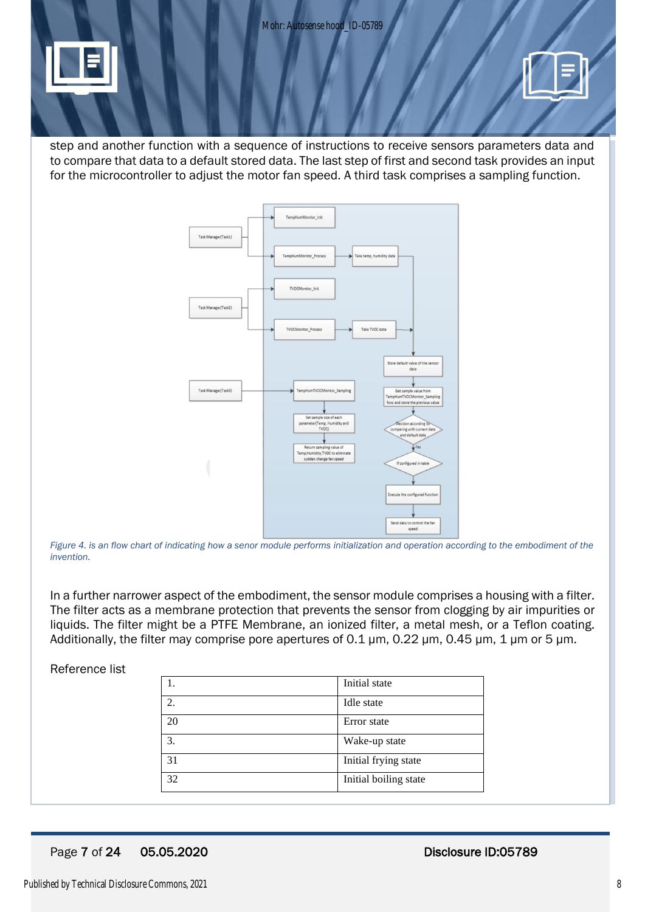step and another function with a sequence of instructions to receive sensors parameters data and to compare that data to a default stored data. The last step of first and second task provides an input for the microcontroller to adjust the motor fan speed. A third task comprises a sampling function.

*Figure 4. is an flow chart of indicating how a senor module performs initialization and operation according to the embodiment of the invention.*

In a further narrower aspect of the embodiment, the sensor module comprises a housing with a filter. The filter acts as a membrane protection that prevents the sensor from clogging by air impurities or liquids. The filter might be a PTFE Membrane, an ionized filter, a metal mesh, or a Teflon coating. Additionally, the filter may comprise pore apertures of 0.1 µm, 0.22 µm, 0.45 µm, 1 µm or 5 µm.

Reference list

| | |
|---|---|
| 1. | Initial state |
| 2. | Idle state |
| 20 | Error state |
| 3. | Wake-up state |
| 31 | Initial frying state |
| 32 | Initial boiling state |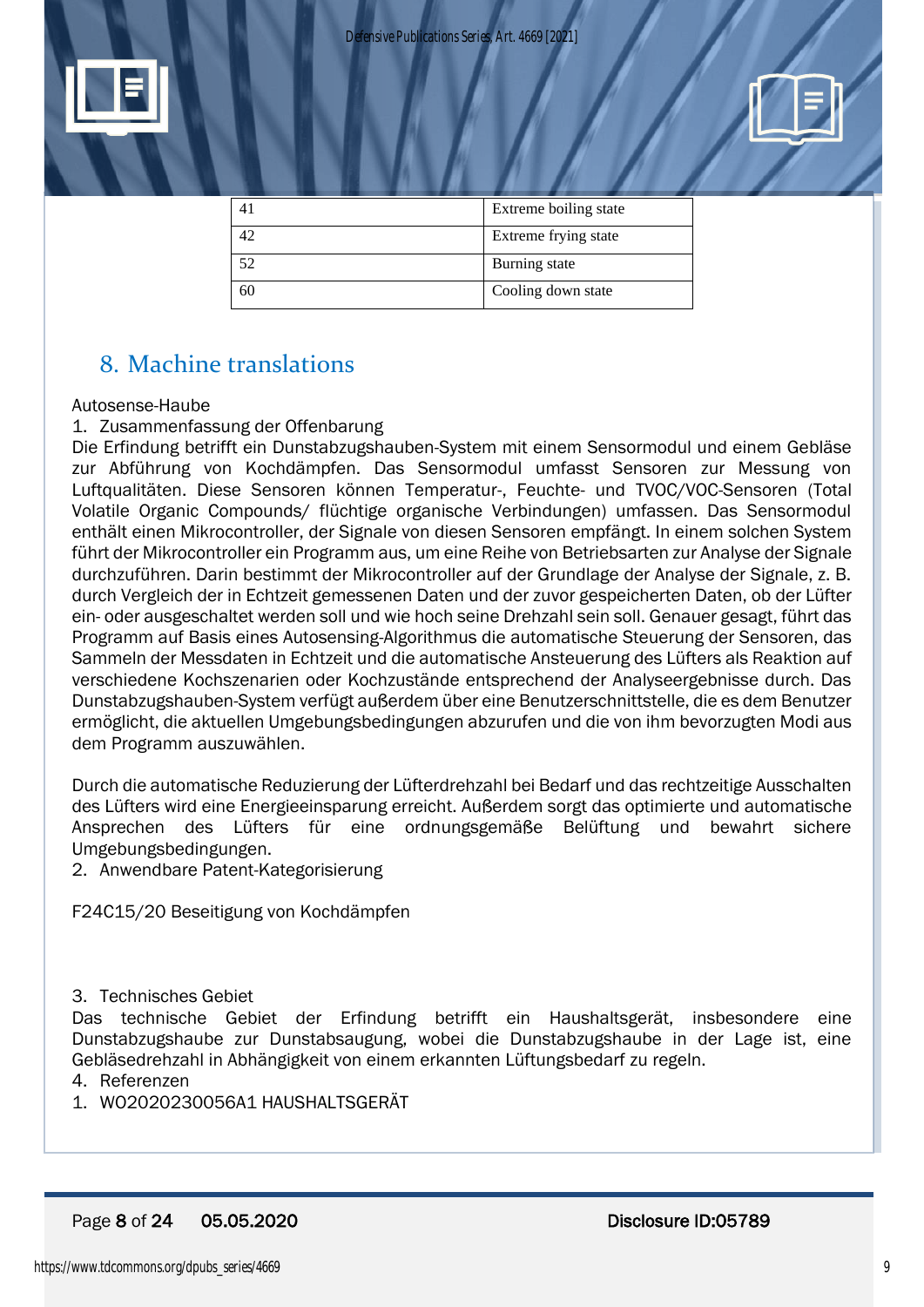| 41 | Extreme boiling state |
| --- | --- |
| 42 | Extreme frying state |
| 52 | Burning state |
| 60 | Cooling down state |

## 8. Machine translations

Autosense-Haube

1. Zusammenfassung der Offenbarung

Die Erfindung betrifft ein Dunstabzugshauben-System mit einem Sensormodul und einem Gebläse zur Abführung von Kochdämpfen. Das Sensormodul umfasst Sensoren zur Messung von Luftqualitäten. Diese Sensoren können Temperatur-, Feuchte- und TVOC/VOC-Sensoren (Total Volatile Organic Compounds/ flüchtige organische Verbindungen) umfassen. Das Sensormodul enthält einen Mikrocontroller, der Signale von diesen Sensoren empfängt. In einem solchen System führt der Mikrocontroller ein Programm aus, um eine Reihe von Betriebsarten zur Analyse der Signale durchzuführen. Darin bestimmt der Mikrocontroller auf der Grundlage der Analyse der Signale, z. B. durch Vergleich der in Echtzeit gemessenen Daten und der zuvor gespeicherten Daten, ob der Lüfter ein- oder ausgeschaltet werden soll und wie hoch seine Drehzahl sein soll. Genauer gesagt, führt das Programm auf Basis eines Autosensing-Algorithmus die automatische Steuerung der Sensoren, das Sammeln der Messdaten in Echtzeit und die automatische Ansteuerung des Lüfters als Reaktion auf verschiedene Kochszenarien oder Kochzustände entsprechend der Analyseergebnisse durch. Das Dunstabzugshauben-System verfügt außerdem über eine Benutzerschnittstelle, die es dem Benutzer ermöglicht, die aktuellen Umgebungsbedingungen abzurufen und die von ihm bevorzugten Modi aus dem Programm auszuwählen.

Durch die automatische Reduzierung der Lüfterdrehzahl bei Bedarf und das rechtzeitige Ausschalten des Lüfters wird eine Energieeinsparung erreicht. Außerdem sorgt das optimierte und automatische Ansprechen des Lüfters für eine ordnungsgemäße Belüftung und bewahrt sichere Umgebungsbedingungen.

2. Anwendbare Patent-Kategorisierung

F24C15/20 Beseitigung von Kochdämpfen

3. Technisches Gebiet

Das technische Gebiet der Erfindung betrifft ein Haushaltsgerät, insbesondere eine Dunstabzugshaube zur Dunstabsaugung, wobei die Dunstabzugshaube in der Lage ist, eine Gebläsedrehzahl in Abhängigkeit von einem erkannten Lüftungsbedarf zu regeln.

4. Referenzen

1. WO2020230056A1 HAUSHALTSGERÄT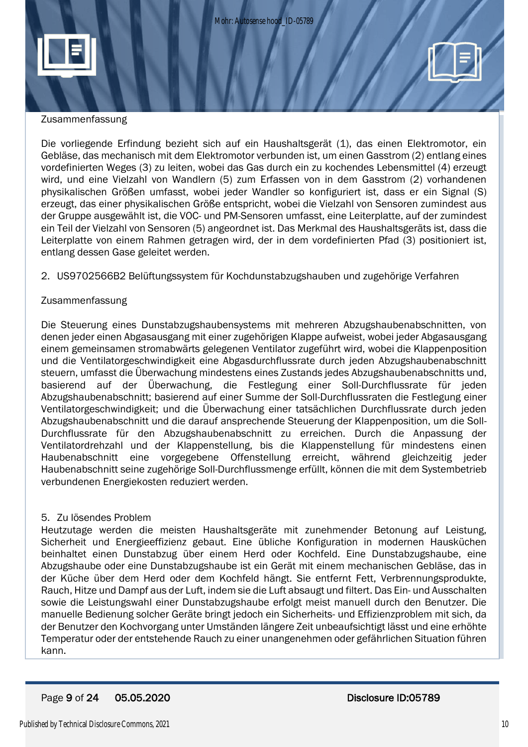Zusammenfassung

Die vorliegende Erfindung bezieht sich auf ein Haushaltsgerät (1), das einen Elektromotor, ein Gebläse, das mechanisch mit dem Elektromotor verbunden ist, um einen Gasstrom (2) entlang eines vordefinierten Weges (3) zu leiten, wobei das Gas durch ein zu kochendes Lebensmittel (4) erzeugt wird, und eine Vielzahl von Wandlern (5) zum Erfassen von in dem Gasstrom (2) vorhandenen physikalischen Größen umfasst, wobei jeder Wandler so konfiguriert ist, dass er ein Signal (S) erzeugt, das einer physikalischen Größe entspricht, wobei die Vielzahl von Sensoren zumindest aus der Gruppe ausgewählt ist, die VOC- und PM-Sensoren umfasst, eine Leiterplatte, auf der zumindest ein Teil der Vielzahl von Sensoren (5) angeordnet ist. Das Merkmal des Haushaltsgeräts ist, dass die Leiterplatte von einem Rahmen getragen wird, der in dem vordefinierten Pfad (3) positioniert ist, entlang dessen Gase geleitet werden.

2. US9702566B2 Belüftungssystem für Kochdunstabzugshauben und zugehörige Verfahren

Zusammenfassung

Die Steuerung eines Dunstabzugshaubensystems mit mehreren Abzugshaubenabschnitten, von denen jeder einen Abgasausgang mit einer zugehörigen Klappe aufweist, wobei jeder Abgasausgang einem gemeinsamen stromabwärts gelegenen Ventilator zugeführt wird, wobei die Klappenposition und die Ventilatorgeschwindigkeit eine Abgasdurchflussrate durch jeden Abzugshaubenabschnitt steuern, umfasst die Überwachung mindestens eines Zustands jedes Abzugshaubenabschnitts und, basierend auf der Überwachung, die Festlegung einer Soll-Durchflussrate für jeden Abzugshaubenabschnitt; basierend auf einer Summe der Soll-Durchflussraten die Festlegung einer Ventilatorgeschwindigkeit; und die Überwachung einer tatsächlichen Durchflussrate durch jeden Abzugshaubenabschnitt und die darauf ansprechende Steuerung der Klappenposition, um die Soll-Durchflussrate für den Abzugshaubenabschnitt zu erreichen. Durch die Anpassung der Ventilatordrehzahl und der Klappenstellung, bis die Klappenstellung für mindestens einen Haubenabschnitt eine vorgegebene Offenstellung erreicht, während gleichzeitig jeder Haubenabschnitt seine zugehörige Soll-Durchflussmenge erfüllt, können die mit dem Systembetrieb verbundenen Energiekosten reduziert werden.

5. Zu lösendes Problem

Heutzutage werden die meisten Haushaltsgeräte mit zunehmender Betonung auf Leistung, Sicherheit und Energieeffizienz gebaut. Eine übliche Konfiguration in modernen Hausküchen beinhaltet einen Dunstabzug über einem Herd oder Kochfeld. Eine Dunstabzugshaube, eine Abzugshaube oder eine Dunstabzugshaube ist ein Gerät mit einem mechanischen Gebläse, das in der Küche über dem Herd oder dem Kochfeld hängt. Sie entfernt Fett, Verbrennungsprodukte, Rauch, Hitze und Dampf aus der Luft, indem sie die Luft absaugt und filtert. Das Ein- und Ausschalten sowie die Leistungswahl einer Dunstabzugshaube erfolgt meist manuell durch den Benutzer. Die manuelle Bedienung solcher Geräte bringt jedoch ein Sicherheits- und Effizienzproblem mit sich, da der Benutzer den Kochvorgang unter Umständen längere Zeit unbeaufsichtigt lässt und eine erhöhte Temperatur oder der entstehende Rauch zu einer unangenehmen oder gefährlichen Situation führen kann.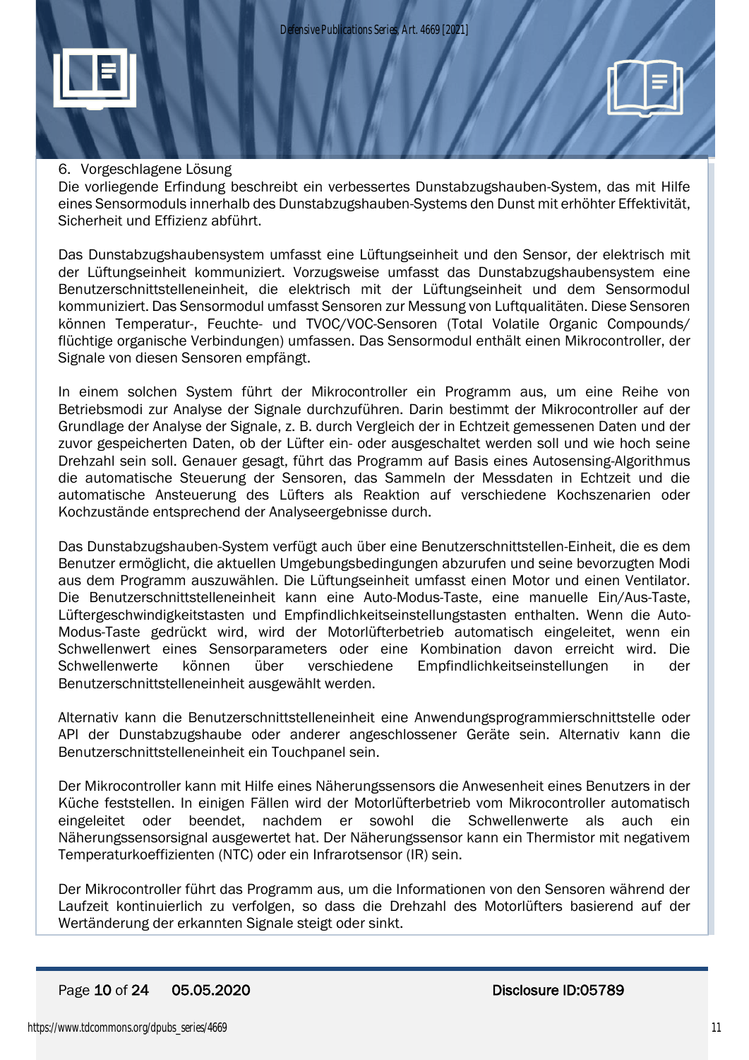## 6. Vorgeschlagene Lösung

Die vorliegende Erfindung beschreibt ein verbessertes Dunstabzugshauben-System, das mit Hilfe eines Sensormoduls innerhalb des Dunstabzugshauben-Systems den Dunst mit erhöhter Effektivität, Sicherheit und Effizienz abführt.

Das Dunstabzugshaubensystem umfasst eine Lüftungseinheit und den Sensor, der elektrisch mit der Lüftungseinheit kommuniziert. Vorzugsweise umfasst das Dunstabzugshaubensystem eine Benutzerschnittstelleneinheit, die elektrisch mit der Lüftungseinheit und dem Sensormodul kommuniziert. Das Sensormodul umfasst Sensoren zur Messung von Luftqualitäten. Diese Sensoren können Temperatur-, Feuchte- und TVOC/VOC-Sensoren (Total Volatile Organic Compounds/ flüchtige organische Verbindungen) umfassen. Das Sensormodul enthält einen Mikrocontroller, der Signale von diesen Sensoren empfängt.

In einem solchen System führt der Mikrocontroller ein Programm aus, um eine Reihe von Betriebsmodi zur Analyse der Signale durchzuführen. Darin bestimmt der Mikrocontroller auf der Grundlage der Analyse der Signale, z. B. durch Vergleich der in Echtzeit gemessenen Daten und der zuvor gespeicherten Daten, ob der Lüfter ein- oder ausgeschaltet werden soll und wie hoch seine Drehzahl sein soll. Genauer gesagt, führt das Programm auf Basis eines Autosensing-Algorithmus die automatische Steuerung der Sensoren, das Sammeln der Messdaten in Echtzeit und die automatische Ansteuerung des Lüfters als Reaktion auf verschiedene Kochszenarien oder Kochzustände entsprechend der Analyseergebnisse durch.

Das Dunstabzugshauben-System verfügt auch über eine Benutzerschnittstellen-Einheit, die es dem Benutzer ermöglicht, die aktuellen Umgebungsbedingungen abzurufen und seine bevorzugten Modi aus dem Programm auszuwählen. Die Lüftungseinheit umfasst einen Motor und einen Ventilator. Die Benutzerschnittstelleneinheit kann eine Auto-Modus-Taste, eine manuelle Ein/Aus-Taste, Lüftergeschwindigkeitstasten und Empfindlichkeitseinstellungstasten enthalten. Wenn die Auto-Modus-Taste gedrückt wird, wird der Motorlüfterbetrieb automatisch eingeleitet, wenn ein Schwellenwert eines Sensorparameters oder eine Kombination davon erreicht wird. Die Schwellenwerte können über verschiedene Empfindlichkeitseinstellungen in der Benutzerschnittstelleneinheit ausgewählt werden.

Alternativ kann die Benutzerschnittstelleneinheit eine Anwendungsprogrammierschnittstelle oder API der Dunstabzugshaube oder anderer angeschlossener Geräte sein. Alternativ kann die Benutzerschnittstelleneinheit ein Touchpanel sein.

Der Mikrocontroller kann mit Hilfe eines Näherungssensors die Anwesenheit eines Benutzers in der Küche feststellen. In einigen Fällen wird der Motorlüfterbetrieb vom Mikrocontroller automatisch eingeleitet oder beendet, nachdem er sowohl die Schwellenwerte als auch ein Näherungssensorsignal ausgewertet hat. Der Näherungssensor kann ein Thermistor mit negativem Temperaturkoeffizienten (NTC) oder ein Infrarotsensor (IR) sein.

Der Mikrocontroller führt das Programm aus, um die Informationen von den Sensoren während der Laufzeit kontinuierlich zu verfolgen, so dass die Drehzahl des Motorlüfters basierend auf der Wertänderung der erkannten Signale steigt oder sinkt.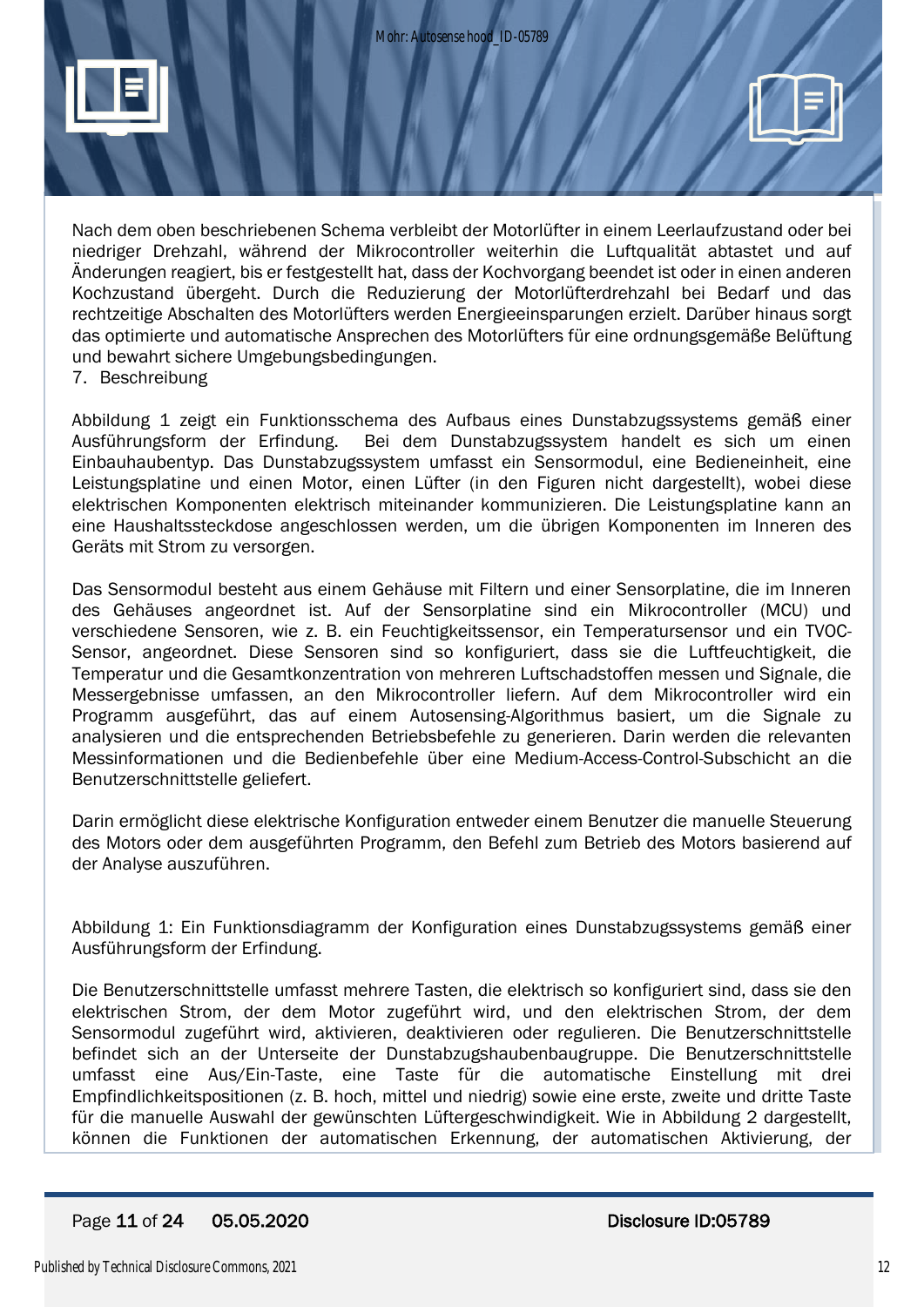Nach dem oben beschriebenen Schema verbleibt der Motorlüfter in einem Leerlaufzustand oder bei niedriger Drehzahl, während der Mikrocontroller weiterhin die Luftqualität abtastet und auf Änderungen reagiert, bis er festgestellt hat, dass der Kochvorgang beendet ist oder in einen anderen Kochzustand übergeht. Durch die Reduzierung der Motorlüfterdrehzahl bei Bedarf und das rechtzeitige Abschalten des Motorlüfters werden Energieeinsparungen erzielt. Darüber hinaus sorgt das optimierte und automatische Ansprechen des Motorlüfters für eine ordnungsgemäße Belüftung und bewahrt sichere Umgebungsbedingungen.

7. Beschreibung

Abbildung 1 zeigt ein Funktionsschema des Aufbaus eines Dunstabzugssystems gemäß einer Ausführungsform der Erfindung. Bei dem Dunstabzugssystem handelt es sich um einen Einbauhaubentyp. Das Dunstabzugssystem umfasst ein Sensormodul, eine Bedieneinheit, eine Leistungsplatine und einen Motor, einen Lüfter (in den Figuren nicht dargestellt), wobei diese elektrischen Komponenten elektrisch miteinander kommunizieren. Die Leistungsplatine kann an eine Haushaltssteckdose angeschlossen werden, um die übrigen Komponenten im Inneren des Geräts mit Strom zu versorgen.

Das Sensormodul besteht aus einem Gehäuse mit Filtern und einer Sensorplatine, die im Inneren des Gehäuses angeordnet ist. Auf der Sensorplatine sind ein Mikrocontroller (MCU) und verschiedene Sensoren, wie z. B. ein Feuchtigkeitssensor, ein Temperatursensor und ein TVOC-Sensor, angeordnet. Diese Sensoren sind so konfiguriert, dass sie die Luftfeuchtigkeit, die Temperatur und die Gesamtkonzentration von mehreren Luftschadstoffen messen und Signale, die Messergebnisse umfassen, an den Mikrocontroller liefern. Auf dem Mikrocontroller wird ein Programm ausgeführt, das auf einem Autosensing-Algorithmus basiert, um die Signale zu analysieren und die entsprechenden Betriebsbefehle zu generieren. Darin werden die relevanten Messinformationen und die Bedienbefehle über eine Medium-Access-Control-Subschicht an die Benutzerschnittstelle geliefert.

Darin ermöglicht diese elektrische Konfiguration entweder einem Benutzer die manuelle Steuerung des Motors oder dem ausgeführten Programm, den Befehl zum Betrieb des Motors basierend auf der Analyse auszuführen.

Abbildung 1: Ein Funktionsdiagramm der Konfiguration eines Dunstabzugssystems gemäß einer Ausführungsform der Erfindung.

Die Benutzerschnittstelle umfasst mehrere Tasten, die elektrisch so konfiguriert sind, dass sie den elektrischen Strom, der dem Motor zugeführt wird, und den elektrischen Strom, der dem Sensormodul zugeführt wird, aktivieren, deaktivieren oder regulieren. Die Benutzerschnittstelle befindet sich an der Unterseite der Dunstabzugshaubenbaugruppe. Die Benutzerschnittstelle umfasst eine Aus/Ein-Taste, eine Taste für die automatische Einstellung mit drei Empfindlichkeitspositionen (z. B. hoch, mittel und niedrig) sowie eine erste, zweite und dritte Taste für die manuelle Auswahl der gewünschten Lüftergeschwindigkeit. Wie in Abbildung 2 dargestellt, können die Funktionen der automatischen Erkennung, der automatischen Aktivierung, der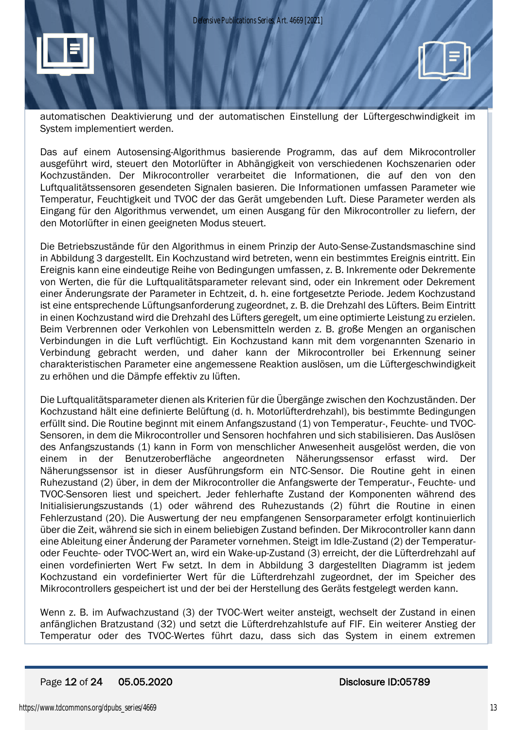automatischen Deaktivierung und der automatischen Einstellung der Lüftergeschwindigkeit im System implementiert werden.

Das auf einem Autosensing-Algorithmus basierende Programm, das auf dem Mikrocontroller ausgeführt wird, steuert den Motorlüfter in Abhängigkeit von verschiedenen Kochszenarien oder Kochzuständen. Der Mikrocontroller verarbeitet die Informationen, die auf den von den Luftqualitätssensoren gesendeten Signalen basieren. Die Informationen umfassen Parameter wie Temperatur, Feuchtigkeit und TVOC der das Gerät umgebenden Luft. Diese Parameter werden als Eingang für den Algorithmus verwendet, um einen Ausgang für den Mikrocontroller zu liefern, der den Motorlüfter in einen geeigneten Modus steuert.

Die Betriebszustände für den Algorithmus in einem Prinzip der Auto-Sense-Zustandsmaschine sind in Abbildung 3 dargestellt. Ein Kochzustand wird betreten, wenn ein bestimmtes Ereignis eintritt. Ein Ereignis kann eine eindeutige Reihe von Bedingungen umfassen, z. B. Inkremente oder Dekremente von Werten, die für die Luftqualitätsparameter relevant sind, oder ein Inkrement oder Dekrement einer Änderungsrate der Parameter in Echtzeit, d. h. eine fortgesetzte Periode. Jedem Kochzustand ist eine entsprechende Lüftungsanforderung zugeordnet, z. B. die Drehzahl des Lüfters. Beim Eintritt in einen Kochzustand wird die Drehzahl des Lüfters geregelt, um eine optimierte Leistung zu erzielen. Beim Verbrennen oder Verkohlen von Lebensmitteln werden z. B. große Mengen an organischen Verbindungen in die Luft verflüchtigt. Ein Kochzustand kann mit dem vorgenannten Szenario in Verbindung gebracht werden, und daher kann der Mikrocontroller bei Erkennung seiner charakteristischen Parameter eine angemessene Reaktion auslösen, um die Lüftergeschwindigkeit zu erhöhen und die Dämpfe effektiv zu lüften.

Die Luftqualitätsparameter dienen als Kriterien für die Übergänge zwischen den Kochzuständen. Der Kochzustand hält eine definierte Belüftung (d. h. Motorlüfterdrehzahl), bis bestimmte Bedingungen erfüllt sind. Die Routine beginnt mit einem Anfangszustand (1) von Temperatur-, Feuchte- und TVOC-Sensoren, in dem die Mikrocontroller und Sensoren hochfahren und sich stabilisieren. Das Auslösen des Anfangszustands (1) kann in Form von menschlicher Anwesenheit ausgelöst werden, die von einem in der Benutzeroberfläche angeordneten Näherungssensor erfasst wird. Der Näherungssensor ist in dieser Ausführungsform ein NTC-Sensor. Die Routine geht in einen Ruhezustand (2) über, in dem der Mikrocontroller die Anfangswerte der Temperatur-, Feuchte- und TVOC-Sensoren liest und speichert. Jeder fehlerhafte Zustand der Komponenten während des Initialisierungszustands (1) oder während des Ruhezustands (2) führt die Routine in einen Fehlerzustand (20). Die Auswertung der neu empfangenen Sensorparameter erfolgt kontinuierlich über die Zeit, während sie sich in einem beliebigen Zustand befinden. Der Mikrocontroller kann dann eine Ableitung einer Änderung der Parameter vornehmen. Steigt im Idle-Zustand (2) der Temperatur- oder Feuchte- oder TVOC-Wert an, wird ein Wake-up-Zustand (3) erreicht, der die Lüfterdrehzahl auf einen vordefinierten Wert Fw setzt. In dem in Abbildung 3 dargestellten Diagramm ist jedem Kochzustand ein vordefinierter Wert für die Lüfterdrehzahl zugeordnet, der im Speicher des Mikrocontrollers gespeichert ist und der bei der Herstellung des Geräts festgelegt werden kann.

Wenn z. B. im Aufwachzustand (3) der TVOC-Wert weiter ansteigt, wechselt der Zustand in einen anfänglichen Bratzustand (32) und setzt die Lüfterdrehzahlstufe auf FIF. Ein weiterer Anstieg der Temperatur oder des TVOC-Wertes führt dazu, dass sich das System in einem extremen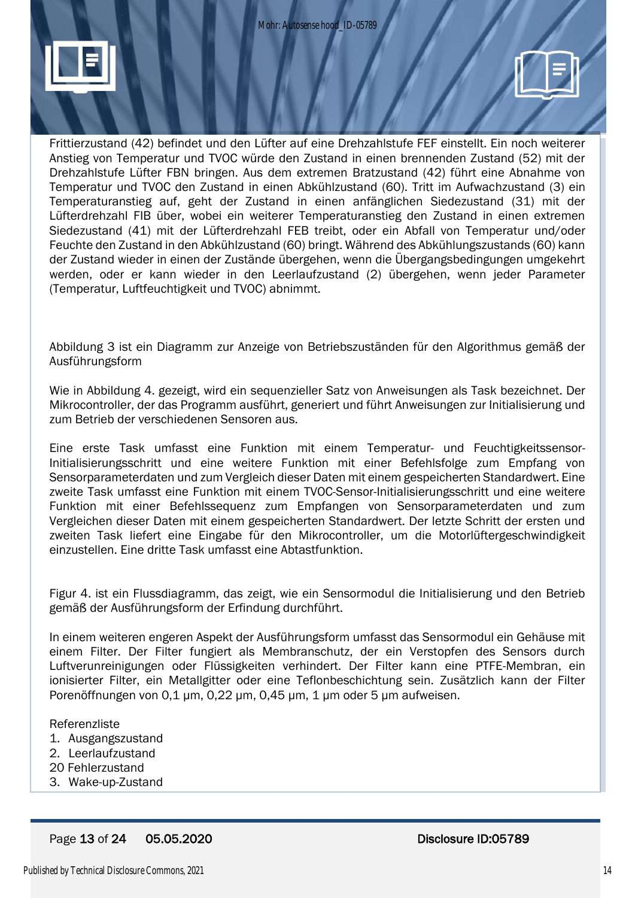Frittierzustand (42) befindet und den Lüfter auf eine Drehzahlstufe FEF einstellt. Ein noch weiterer Anstieg von Temperatur und TVOC würde den Zustand in einen brennenden Zustand (52) mit der Drehzahlstufe Lüfter FBN bringen. Aus dem extremen Bratzustand (42) führt eine Abnahme von Temperatur und TVOC den Zustand in einen Abkühlzustand (60). Tritt im Aufwachzustand (3) ein Temperaturanstieg auf, geht der Zustand in einen anfänglichen Siedezustand (31) mit der Lüfterdrehzahl FIB über, wobei ein weiterer Temperaturanstieg den Zustand in einen extremen Siedezustand (41) mit der Lüfterdrehzahl FEB treibt, oder ein Abfall von Temperatur und/oder Feuchte den Zustand in den Abkühlzustand (60) bringt. Während des Abkühlungszustands (60) kann der Zustand wieder in einen der Zustände übergehen, wenn die Übergangsbedingungen umgekehrt werden, oder er kann wieder in den Leerlaufzustand (2) übergehen, wenn jeder Parameter (Temperatur, Luftfeuchtigkeit und TVOC) abnimmt.

Abbildung 3 ist ein Diagramm zur Anzeige von Betriebszuständen für den Algorithmus gemäß der Ausführungsform

Wie in Abbildung 4. gezeigt, wird ein sequenzieller Satz von Anweisungen als Task bezeichnet. Der Mikrocontroller, der das Programm ausführt, generiert und führt Anweisungen zur Initialisierung und zum Betrieb der verschiedenen Sensoren aus.

Eine erste Task umfasst eine Funktion mit einem Temperatur- und Feuchtigkeitssensor-Initialisierungsschritt und eine weitere Funktion mit einer Befehlsfolge zum Empfang von Sensorparameterdaten und zum Vergleich dieser Daten mit einem gespeicherten Standardwert. Eine zweite Task umfasst eine Funktion mit einem TVOC-Sensor-Initialisierungsschritt und eine weitere Funktion mit einer Befehlssequenz zum Empfangen von Sensorparameterdaten und zum Vergleichen dieser Daten mit einem gespeicherten Standardwert. Der letzte Schritt der ersten und zweiten Task liefert eine Eingabe für den Mikrocontroller, um die Motorlüftergeschwindigkeit einzustellen. Eine dritte Task umfasst eine Abtastfunktion.

Figur 4. ist ein Flussdiagramm, das zeigt, wie ein Sensormodul die Initialisierung und den Betrieb gemäß der Ausführungsform der Erfindung durchführt.

In einem weiteren engeren Aspekt der Ausführungsform umfasst das Sensormodul ein Gehäuse mit einem Filter. Der Filter fungiert als Membranschutz, der ein Verstopfen des Sensors durch Luftverunreinigungen oder Flüssigkeiten verhindert. Der Filter kann eine PTFE-Membran, ein ionisierter Filter, ein Metallgitter oder eine Teflonbeschichtung sein. Zusätzlich kann der Filter Porenöffnungen von 0,1 µm, 0,22 µm, 0,45 µm, 1 µm oder 5 µm aufweisen.

Referenzliste

1. Ausgangszustand
2. Leerlaufzustand

20 Fehlerzustand

3. Wake-up-Zustand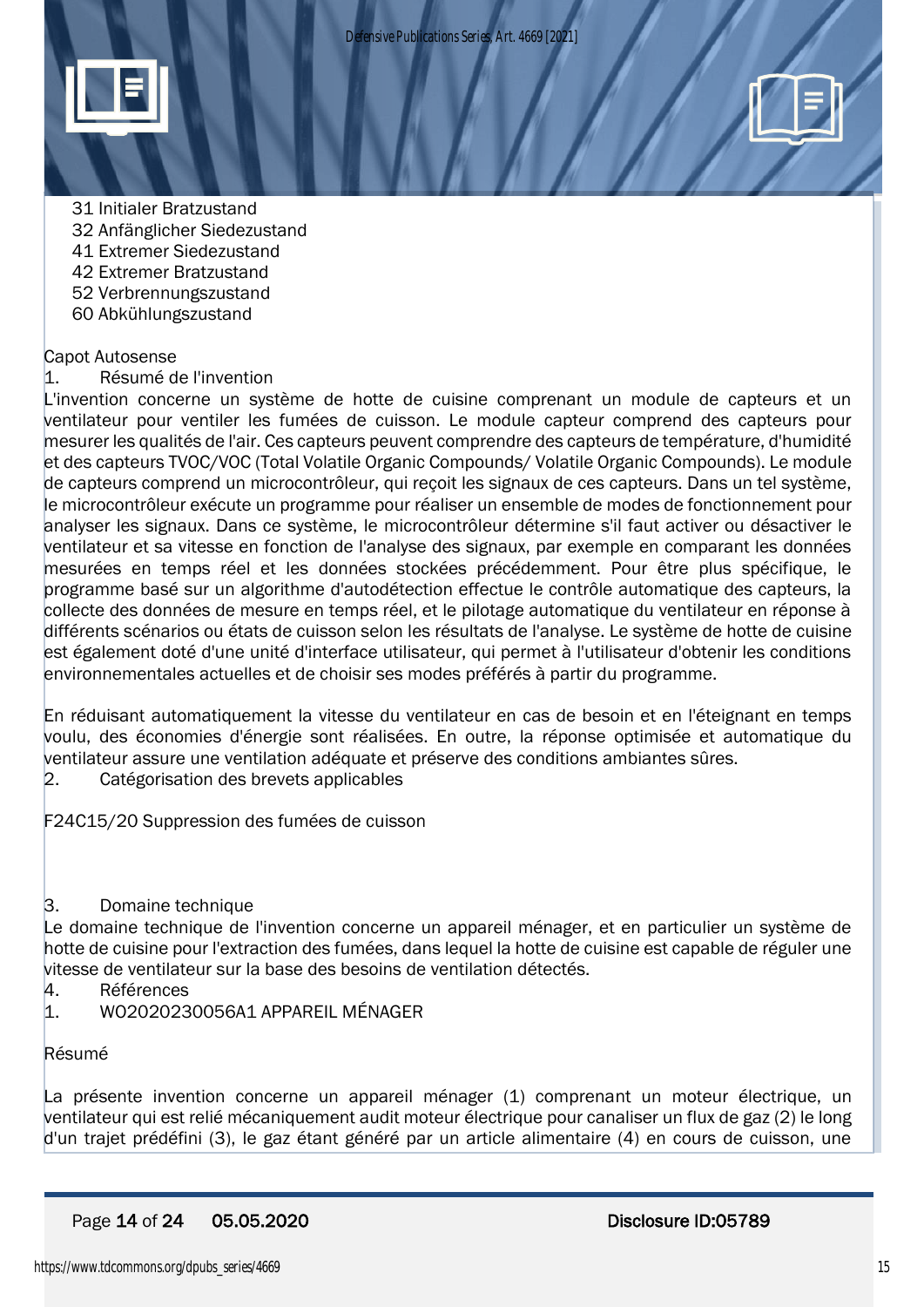31 Initialer Bratzustand
32 Anfänglicher Siedezustand
41 Extremer Siedezustand
42 Extremer Bratzustand
52 Verbrennungszustand
60 Abkühlungszustand

Capot Autosense

1. Résumé de l'invention

L'invention concerne un système de hotte de cuisine comprenant un module de capteurs et un ventilateur pour ventiler les fumées de cuisson. Le module capteur comprend des capteurs pour mesurer les qualités de l'air. Ces capteurs peuvent comprendre des capteurs de température, d'humidité et des capteurs TVOC/VOC (Total Volatile Organic Compounds/ Volatile Organic Compounds). Le module de capteurs comprend un microcontrôleur, qui reçoit les signaux de ces capteurs. Dans un tel système, le microcontrôleur exécute un programme pour réaliser un ensemble de modes de fonctionnement pour analyser les signaux. Dans ce système, le microcontrôleur détermine s'il faut activer ou désactiver le ventilateur et sa vitesse en fonction de l'analyse des signaux, par exemple en comparant les données mesurées en temps réel et les données stockées précédemment. Pour être plus spécifique, le programme basé sur un algorithme d'autodétection effectue le contrôle automatique des capteurs, la collecte des données de mesure en temps réel, et le pilotage automatique du ventilateur en réponse à différents scénarios ou états de cuisson selon les résultats de l'analyse. Le système de hotte de cuisine est également doté d'une unité d'interface utilisateur, qui permet à l'utilisateur d'obtenir les conditions environnementales actuelles et de choisir ses modes préférés à partir du programme.

En réduisant automatiquement la vitesse du ventilateur en cas de besoin et en l'éteignant en temps voulu, des économies d'énergie sont réalisées. En outre, la réponse optimisée et automatique du ventilateur assure une ventilation adéquate et préserve des conditions ambiantes sûres.

2. Catégorisation des brevets applicables

F24C15/20 Suppression des fumées de cuisson

3. Domaine technique

Le domaine technique de l'invention concerne un appareil ménager, et en particulier un système de hotte de cuisine pour l'extraction des fumées, dans lequel la hotte de cuisine est capable de réguler une vitesse de ventilateur sur la base des besoins de ventilation détectés.

4. Références

1. WO2020230056A1 APPAREIL MÉNAGER

Résumé

La présente invention concerne un appareil ménager (1) comprenant un moteur électrique, un ventilateur qui est relié mécaniquement audit moteur électrique pour canaliser un flux de gaz (2) le long d'un trajet prédéfini (3), le gaz étant généré par un article alimentaire (4) en cours de cuisson, une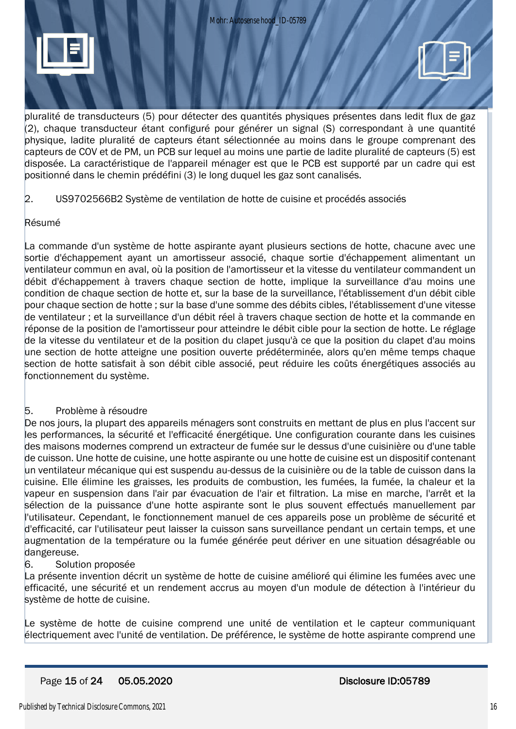pluralité de transducteurs (5) pour détecter des quantités physiques présentes dans ledit flux de gaz (2), chaque transducteur étant configuré pour générer un signal (S) correspondant à une quantité physique, ladite pluralité de capteurs étant sélectionnée au moins dans le groupe comprenant des capteurs de COV et de PM, un PCB sur lequel au moins une partie de ladite pluralité de capteurs (5) est disposée. La caractéristique de l'appareil ménager est que le PCB est supporté par un cadre qui est positionné dans le chemin prédéfini (3) le long duquel les gaz sont canalisés.

2. US9702566B2 Système de ventilation de hotte de cuisine et procédés associés

Résumé

La commande d'un système de hotte aspirante ayant plusieurs sections de hotte, chacune avec une sortie d'échappement ayant un amortisseur associé, chaque sortie d'échappement alimentant un ventilateur commun en aval, où la position de l'amortisseur et la vitesse du ventilateur commandent un débit d'échappement à travers chaque section de hotte, implique la surveillance d'au moins une condition de chaque section de hotte et, sur la base de la surveillance, l'établissement d'un débit cible pour chaque section de hotte ; sur la base d'une somme des débits cibles, l'établissement d'une vitesse de ventilateur ; et la surveillance d'un débit réel à travers chaque section de hotte et la commande en réponse de la position de l'amortisseur pour atteindre le débit cible pour la section de hotte. Le réglage de la vitesse du ventilateur et de la position du clapet jusqu'à ce que la position du clapet d'au moins une section de hotte atteigne une position ouverte prédéterminée, alors qu'en même temps chaque section de hotte satisfait à son débit cible associé, peut réduire les coûts énergétiques associés au fonctionnement du système.

5. Problème à résoudre

De nos jours, la plupart des appareils ménagers sont construits en mettant de plus en plus l'accent sur les performances, la sécurité et l'efficacité énergétique. Une configuration courante dans les cuisines des maisons modernes comprend un extracteur de fumée sur le dessus d'une cuisinière ou d'une table de cuisson. Une hotte de cuisine, une hotte aspirante ou une hotte de cuisine est un dispositif contenant un ventilateur mécanique qui est suspendu au-dessus de la cuisinière ou de la table de cuisson dans la cuisine. Elle élimine les graisses, les produits de combustion, les fumées, la fumée, la chaleur et la vapeur en suspension dans l'air par évacuation de l'air et filtration. La mise en marche, l'arrêt et la sélection de la puissance d'une hotte aspirante sont le plus souvent effectués manuellement par l'utilisateur. Cependant, le fonctionnement manuel de ces appareils pose un problème de sécurité et d'efficacité, car l'utilisateur peut laisser la cuisson sans surveillance pendant un certain temps, et une augmentation de la température ou la fumée générée peut dériver en une situation désagréable ou dangereuse.

6. Solution proposée

La présente invention décrit un système de hotte de cuisine amélioré qui élimine les fumées avec une efficacité, une sécurité et un rendement accrus au moyen d'un module de détection à l'intérieur du système de hotte de cuisine.

Le système de hotte de cuisine comprend une unité de ventilation et le capteur communiquant électriquement avec l'unité de ventilation. De préférence, le système de hotte aspirante comprend une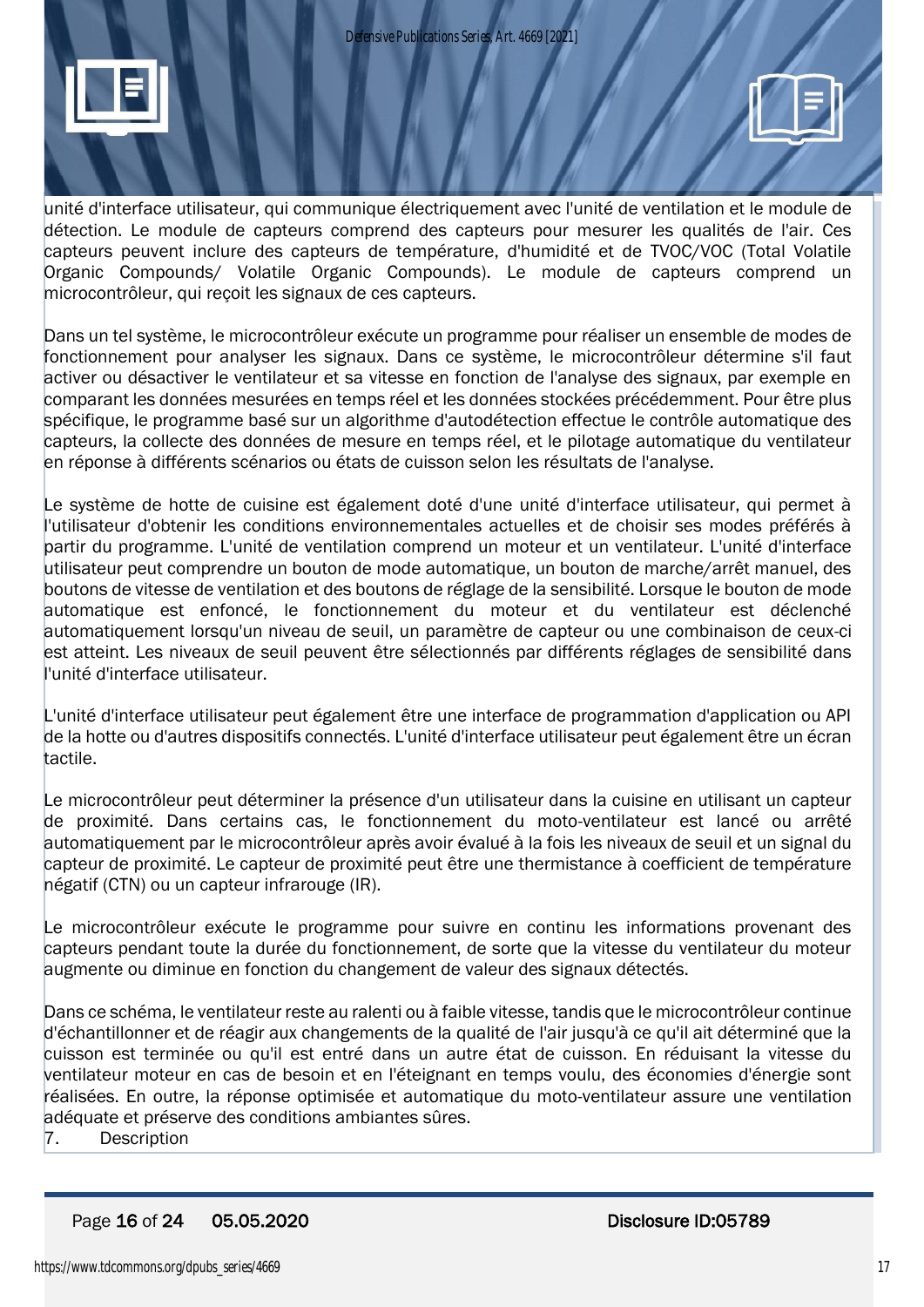unité d'interface utilisateur, qui communique électriquement avec l'unité de ventilation et le module de détection. Le module de capteurs comprend des capteurs pour mesurer les qualités de l'air. Ces capteurs peuvent inclure des capteurs de température, d'humidité et de TVOC/VOC (Total Volatile Organic Compounds/ Volatile Organic Compounds). Le module de capteurs comprend un microcontrôleur, qui reçoit les signaux de ces capteurs.

Dans un tel système, le microcontrôleur exécute un programme pour réaliser un ensemble de modes de fonctionnement pour analyser les signaux. Dans ce système, le microcontrôleur détermine s'il faut activer ou désactiver le ventilateur et sa vitesse en fonction de l'analyse des signaux, par exemple en comparant les données mesurées en temps réel et les données stockées précédemment. Pour être plus spécifique, le programme basé sur un algorithme d'autodétection effectue le contrôle automatique des capteurs, la collecte des données de mesure en temps réel, et le pilotage automatique du ventilateur en réponse à différents scénarios ou états de cuisson selon les résultats de l'analyse.

Le système de hotte de cuisine est également doté d'une unité d'interface utilisateur, qui permet à l'utilisateur d'obtenir les conditions environnementales actuelles et de choisir ses modes préférés à partir du programme. L'unité de ventilation comprend un moteur et un ventilateur. L'unité d'interface utilisateur peut comprendre un bouton de mode automatique, un bouton de marche/arrêt manuel, des boutons de vitesse de ventilation et des boutons de réglage de la sensibilité. Lorsque le bouton de mode automatique est enfoncé, le fonctionnement du moteur et du ventilateur est déclenché automatiquement lorsqu'un niveau de seuil, un paramètre de capteur ou une combinaison de ceux-ci est atteint. Les niveaux de seuil peuvent être sélectionnés par différents réglages de sensibilité dans l'unité d'interface utilisateur.

L'unité d'interface utilisateur peut également être une interface de programmation d'application ou API de la hotte ou d'autres dispositifs connectés. L'unité d'interface utilisateur peut également être un écran tactile.

Le microcontrôleur peut déterminer la présence d'un utilisateur dans la cuisine en utilisant un capteur de proximité. Dans certains cas, le fonctionnement du moto-ventilateur est lancé ou arrêté automatiquement par le microcontrôleur après avoir évalué à la fois les niveaux de seuil et un signal du capteur de proximité. Le capteur de proximité peut être une thermistance à coefficient de température négatif (CTN) ou un capteur infrarouge (IR).

Le microcontrôleur exécute le programme pour suivre en continu les informations provenant des capteurs pendant toute la durée du fonctionnement, de sorte que la vitesse du ventilateur du moteur augmente ou diminue en fonction du changement de valeur des signaux détectés.

Dans ce schéma, le ventilateur reste au ralenti ou à faible vitesse, tandis que le microcontrôleur continue d'échantillonner et de réagir aux changements de la qualité de l'air jusqu'à ce qu'il ait déterminé que la cuisson est terminée ou qu'il est entré dans un autre état de cuisson. En réduisant la vitesse du ventilateur moteur en cas de besoin et en l'éteignant en temps voulu, des économies d'énergie sont réalisées. En outre, la réponse optimisée et automatique du moto-ventilateur assure une ventilation adéquate et préserve des conditions ambiantes sûres.

7. Description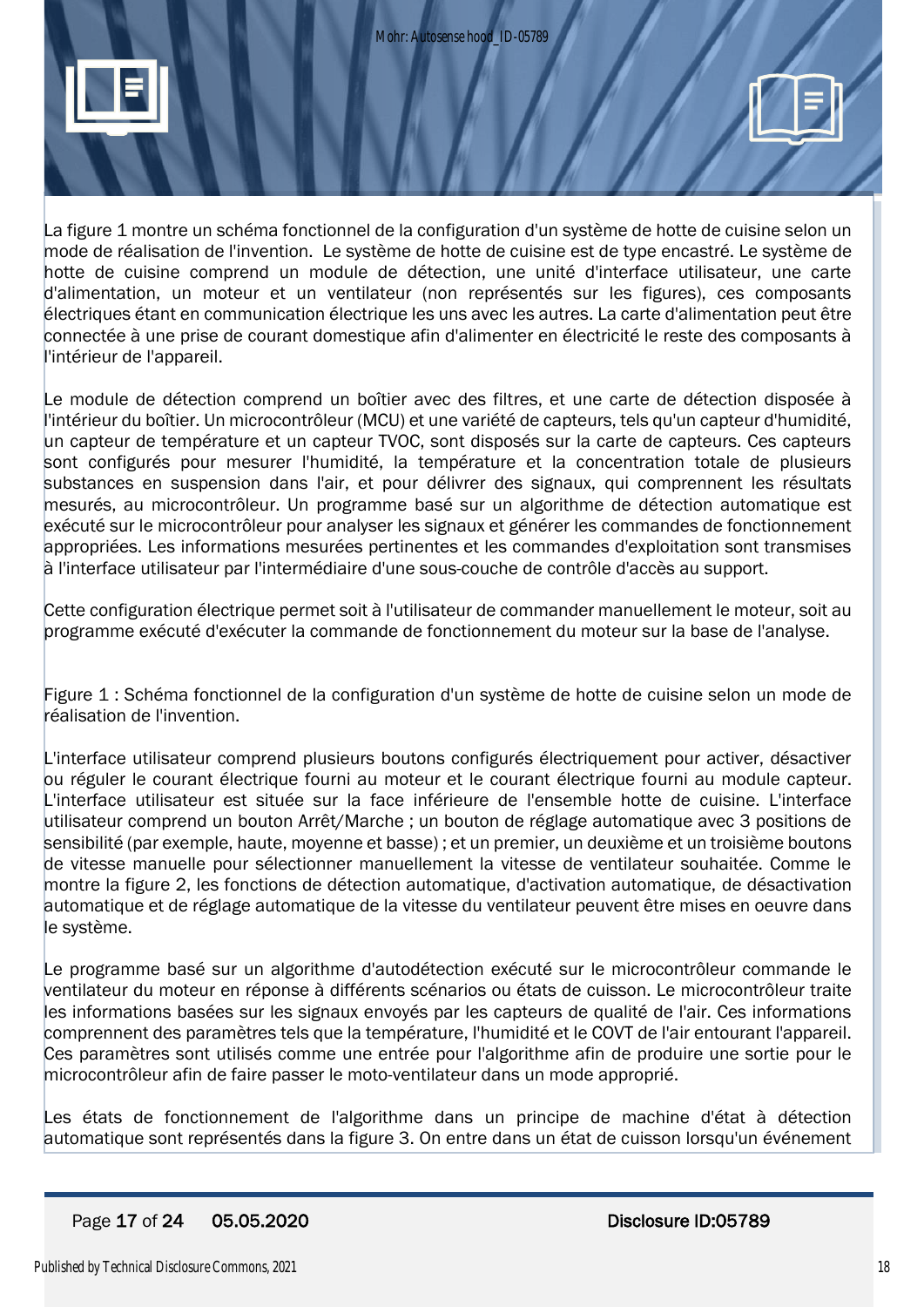La figure 1 montre un schéma fonctionnel de la configuration d'un système de hotte de cuisine selon un mode de réalisation de l'invention. Le système de hotte de cuisine est de type encastré. Le système de hotte de cuisine comprend un module de détection, une unité d'interface utilisateur, une carte d'alimentation, un moteur et un ventilateur (non représentés sur les figures), ces composants électriques étant en communication électrique les uns avec les autres. La carte d'alimentation peut être connectée à une prise de courant domestique afin d'alimenter en électricité le reste des composants à l'intérieur de l'appareil.

Le module de détection comprend un boîtier avec des filtres, et une carte de détection disposée à l'intérieur du boîtier. Un microcontrôleur (MCU) et une variété de capteurs, tels qu'un capteur d'humidité, un capteur de température et un capteur TVOC, sont disposés sur la carte de capteurs. Ces capteurs sont configurés pour mesurer l'humidité, la température et la concentration totale de plusieurs substances en suspension dans l'air, et pour délivrer des signaux, qui comprennent les résultats mesurés, au microcontrôleur. Un programme basé sur un algorithme de détection automatique est exécuté sur le microcontrôleur pour analyser les signaux et générer les commandes de fonctionnement appropriées. Les informations mesurées pertinentes et les commandes d'exploitation sont transmises à l'interface utilisateur par l'intermédiaire d'une sous-couche de contrôle d'accès au support.

Cette configuration électrique permet soit à l'utilisateur de commander manuellement le moteur, soit au programme exécuté d'exécuter la commande de fonctionnement du moteur sur la base de l'analyse.

Figure 1 : Schéma fonctionnel de la configuration d'un système de hotte de cuisine selon un mode de réalisation de l'invention.

L'interface utilisateur comprend plusieurs boutons configurés électriquement pour activer, désactiver ou réguler le courant électrique fourni au moteur et le courant électrique fourni au module capteur. L'interface utilisateur est située sur la face inférieure de l'ensemble hotte de cuisine. L'interface utilisateur comprend un bouton Arrêt/Marche ; un bouton de réglage automatique avec 3 positions de sensibilité (par exemple, haute, moyenne et basse) ; et un premier, un deuxième et un troisième boutons de vitesse manuelle pour sélectionner manuellement la vitesse de ventilateur souhaitée. Comme le montre la figure 2, les fonctions de détection automatique, d'activation automatique, de désactivation automatique et de réglage automatique de la vitesse du ventilateur peuvent être mises en oeuvre dans le système.

Le programme basé sur un algorithme d'autodétection exécuté sur le microcontrôleur commande le ventilateur du moteur en réponse à différents scénarios ou états de cuisson. Le microcontrôleur traite les informations basées sur les signaux envoyés par les capteurs de qualité de l'air. Ces informations comprennent des paramètres tels que la température, l'humidité et le COVT de l'air entourant l'appareil. Ces paramètres sont utilisés comme une entrée pour l'algorithme afin de produire une sortie pour le microcontrôleur afin de faire passer le moto-ventilateur dans un mode approprié.

Les états de fonctionnement de l'algorithme dans un principe de machine d'état à détection automatique sont représentés dans la figure 3. On entre dans un état de cuisson lorsqu'un événement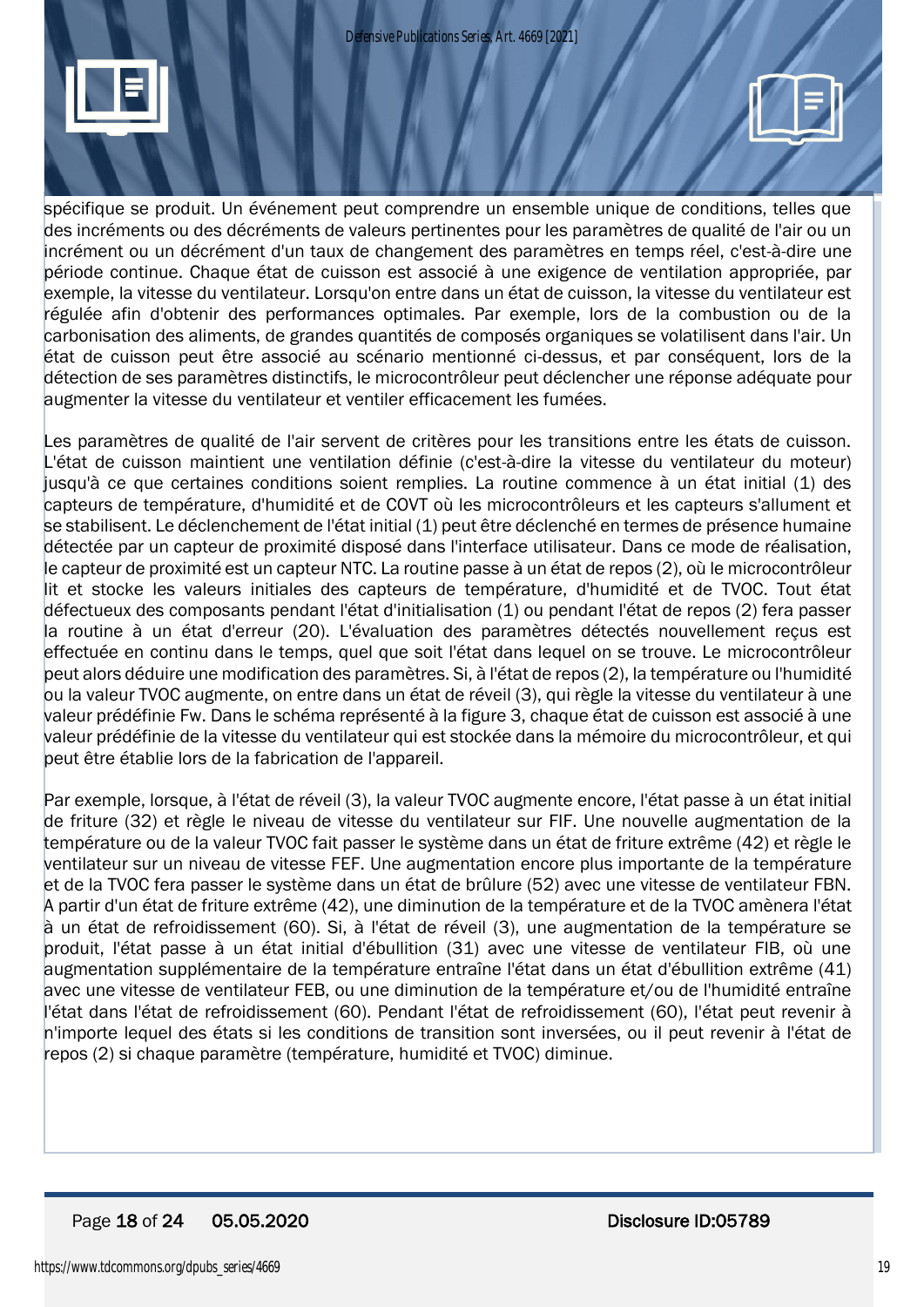spécifique se produit. Un événement peut comprendre un ensemble unique de conditions, telles que des incréments ou des décréments de valeurs pertinentes pour les paramètres de qualité de l'air ou un incrément ou un décrément d'un taux de changement des paramètres en temps réel, c'est-à-dire une période continue. Chaque état de cuisson est associé à une exigence de ventilation appropriée, par exemple, la vitesse du ventilateur. Lorsqu'on entre dans un état de cuisson, la vitesse du ventilateur est régulée afin d'obtenir des performances optimales. Par exemple, lors de la combustion ou de la carbonisation des aliments, de grandes quantités de composés organiques se volatilisent dans l'air. Un état de cuisson peut être associé au scénario mentionné ci-dessus, et par conséquent, lors de la détection de ses paramètres distinctifs, le microcontrôleur peut déclencher une réponse adéquate pour augmenter la vitesse du ventilateur et ventiler efficacement les fumées.

Les paramètres de qualité de l'air servent de critères pour les transitions entre les états de cuisson. L'état de cuisson maintient une ventilation définie (c'est-à-dire la vitesse du ventilateur du moteur) jusqu'à ce que certaines conditions soient remplies. La routine commence à un état initial (1) des capteurs de température, d'humidité et de COVT où les microcontrôleurs et les capteurs s'allument et se stabilisent. Le déclenchement de l'état initial (1) peut être déclenché en termes de présence humaine détectée par un capteur de proximité disposé dans l'interface utilisateur. Dans ce mode de réalisation, le capteur de proximité est un capteur NTC. La routine passe à un état de repos (2), où le microcontrôleur lit et stocke les valeurs initiales des capteurs de température, d'humidité et de TVOC. Tout état défectueux des composants pendant l'état d'initialisation (1) ou pendant l'état de repos (2) fera passer la routine à un état d'erreur (20). L'évaluation des paramètres détectés nouvellement reçus est effectuée en continu dans le temps, quel que soit l'état dans lequel on se trouve. Le microcontrôleur peut alors déduire une modification des paramètres. Si, à l'état de repos (2), la température ou l'humidité ou la valeur TVOC augmente, on entre dans un état de réveil (3), qui règle la vitesse du ventilateur à une valeur prédéfinie Fw. Dans le schéma représenté à la figure 3, chaque état de cuisson est associé à une valeur prédéfinie de la vitesse du ventilateur qui est stockée dans la mémoire du microcontrôleur, et qui peut être établie lors de la fabrication de l'appareil.

Par exemple, lorsque, à l'état de réveil (3), la valeur TVOC augmente encore, l'état passe à un état initial de friture (32) et règle le niveau de vitesse du ventilateur sur FIF. Une nouvelle augmentation de la température ou de la valeur TVOC fait passer le système dans un état de friture extrême (42) et règle le ventilateur sur un niveau de vitesse FEF. Une augmentation encore plus importante de la température et de la TVOC fera passer le système dans un état de brûlure (52) avec une vitesse de ventilateur FBN. A partir d'un état de friture extrême (42), une diminution de la température et de la TVOC amènera l'état à un état de refroidissement (60). Si, à l'état de réveil (3), une augmentation de la température se produit, l'état passe à un état initial d'ébullition (31) avec une vitesse de ventilateur FIB, où une augmentation supplémentaire de la température entraîne l'état dans un état d'ébullition extrême (41) avec une vitesse de ventilateur FEB, ou une diminution de la température et/ou de l'humidité entraîne l'état dans l'état de refroidissement (60). Pendant l'état de refroidissement (60), l'état peut revenir à n'importe lequel des états si les conditions de transition sont inversées, ou il peut revenir à l'état de repos (2) si chaque paramètre (température, humidité et TVOC) diminue.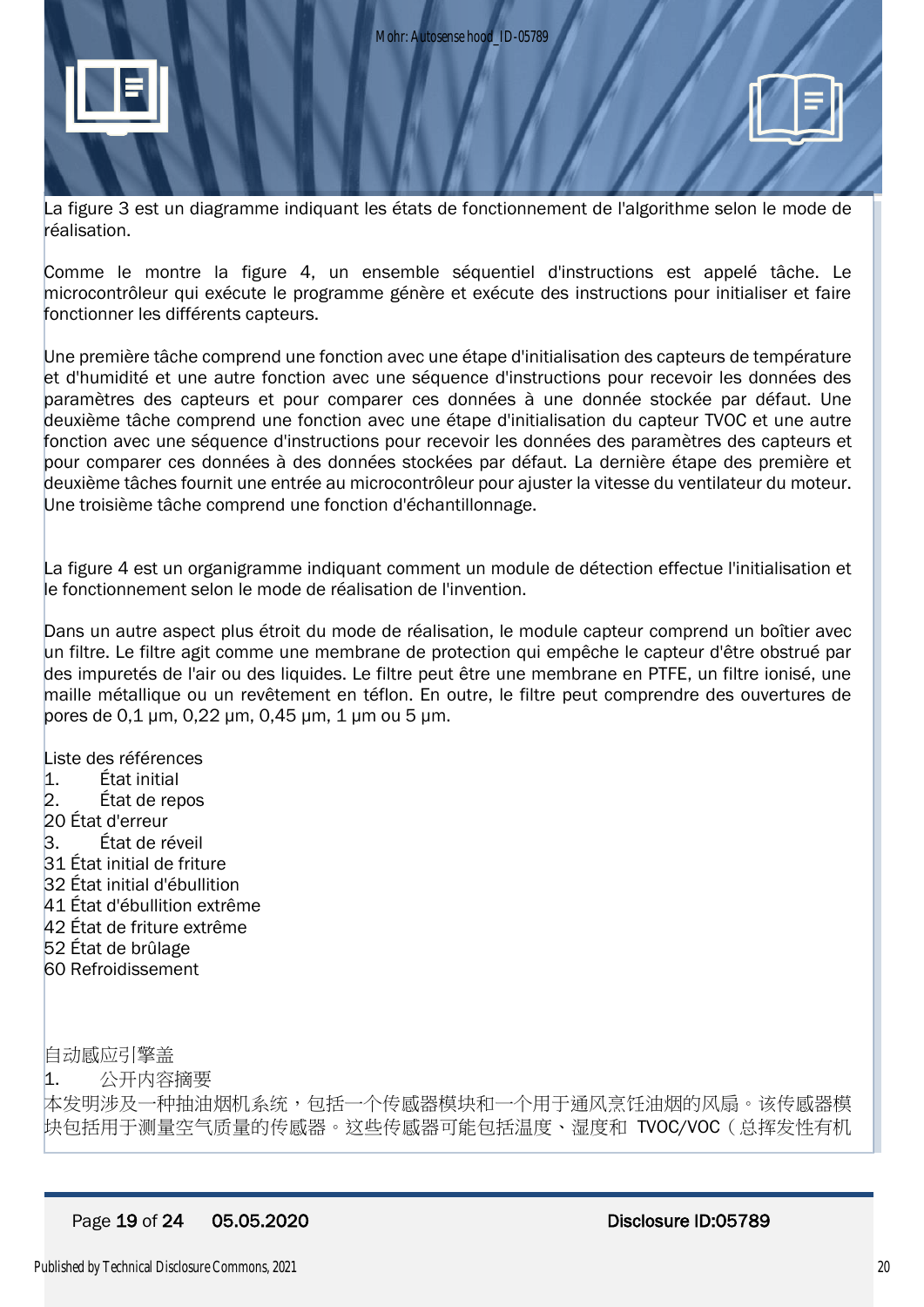La figure 3 est un diagramme indiquant les états de fonctionnement de l'algorithme selon le mode de réalisation.

Comme le montre la figure 4, un ensemble séquentiel d'instructions est appelé tâche. Le microcontrôleur qui exécute le programme génère et exécute des instructions pour initialiser et faire fonctionner les différents capteurs.

Une première tâche comprend une fonction avec une étape d'initialisation des capteurs de température et d'humidité et une autre fonction avec une séquence d'instructions pour recevoir les données des paramètres des capteurs et pour comparer ces données à une donnée stockée par défaut. Une deuxième tâche comprend une fonction avec une étape d'initialisation du capteur TVOC et une autre fonction avec une séquence d'instructions pour recevoir les données des paramètres des capteurs et pour comparer ces données à des données stockées par défaut. La dernière étape des première et deuxième tâches fournit une entrée au microcontrôleur pour ajuster la vitesse du ventilateur du moteur. Une troisième tâche comprend une fonction d'échantillonnage.

La figure 4 est un organigramme indiquant comment un module de détection effectue l'initialisation et le fonctionnement selon le mode de réalisation de l'invention.

Dans un autre aspect plus étroit du mode de réalisation, le module capteur comprend un boîtier avec un filtre. Le filtre agit comme une membrane de protection qui empêche le capteur d'être obstrué par des impuretés de l'air ou des liquides. Le filtre peut être une membrane en PTFE, un filtre ionisé, une maille métallique ou un revêtement en téflon. En outre, le filtre peut comprendre des ouvertures de pores de 0,1 µm, 0,22 µm, 0,45 µm, 1 µm ou 5 µm.

Liste des références
1. État initial
2. État de repos
20 État d'erreur
3. État de réveil
31 État initial de friture
32 État initial d'ébullition
41 État d'ébullition extrême
42 État de friture extrême
52 État de brûlage
60 Refroidissement

自动感应引擎盖

1. 公开内容摘要

本发明涉及一种抽油烟机系统，包括一个传感器模块和一个用于通风烹饪油烟的风扇。该传感器模块包括用于测量空气质量的传感器。这些传感器可能包括温度、湿度和 TVOC/VOC（总挥发性有机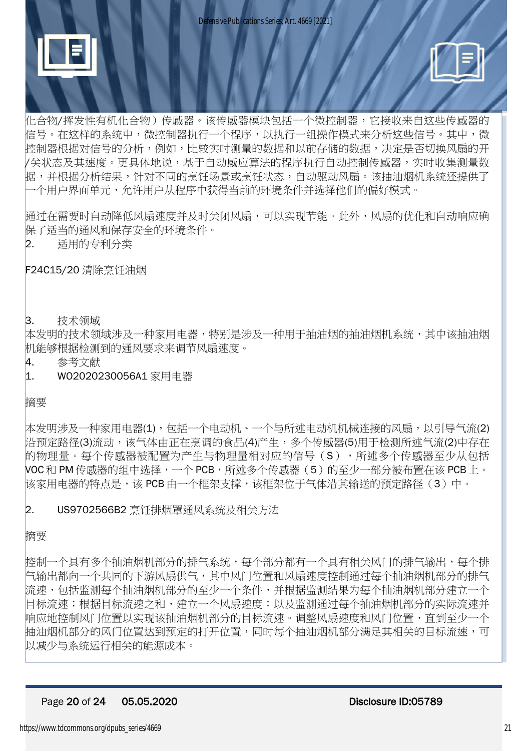化合物/挥发性有机化合物）传感器。该传感器模块包括一个微控制器，它接收来自这些传感器的信号。在这样的系统中，微控制器执行一个程序，以执行一组操作模式来分析这些信号。其中，微控制器根据对信号的分析，例如，比较实时测量的数据和以前存储的数据，决定是否切换风扇的开/关状态及其速度。更具体地说，基于自动感应算法的程序执行自动控制传感器，实时收集测量数据，并根据分析结果，针对不同的烹饪场景或烹饪状态，自动驱动风扇。该抽油烟机系统还提供了一个用户界面单元，允许用户从程序中获得当前的环境条件并选择他们的偏好模式。

通过在需要时自动降低风扇速度并及时关闭风扇，可以实现节能。此外，风扇的优化和自动响应确保了适当的通风和保存安全的环境条件。

2. 适用的专利分类

F24C15/20 清除烹饪油烟

3. 技术领域

本发明的技术领域涉及一种家用电器，特别是涉及一种用于抽油烟的抽油烟机系统，其中该抽油烟机能够根据检测到的通风要求来调节风扇速度。

4. 参考文献

1. WO2020230056A1 家用电器

摘要

本发明涉及一种家用电器(1)，包括一个电动机、一个与所述电动机机械连接的风扇，以引导气流(2)沿预定路径(3)流动，该气体由正在烹调的食品(4)产生，多个传感器(5)用于检测所述气流(2)中存在的物理量。每个传感器被配置为产生与物理量相对应的信号（S），所述多个传感器至少从包括VOC 和 PM 传感器的组中选择，一个 PCB，所述多个传感器（5）的至少一部分被布置在该 PCB 上。该家用电器的特点是，该 PCB 由一个框架支撑，该框架位于气体沿其输送的预定路径（3）中。

2. US9702566B2 烹饪排烟罩通风系统及相关方法

摘要

控制一个具有多个抽油烟机部分的排气系统，每个部分都有一个具有相关风门的排气输出，每个排气输出都向一个共同的下游风扇供气，其中风门位置和风扇速度控制通过每个抽油烟机部分的排气流速，包括监测每个抽油烟机部分的至少一个条件，并根据监测结果为每个抽油烟机部分建立一个目标流速；根据目标流速之和，建立一个风扇速度；以及监测通过每个抽油烟机部分的实际流速并响应地控制风门位置以实现该抽油烟机部分的目标流速。调整风扇速度和风门位置，直到至少一个抽油烟机部分的风门位置达到预定的打开位置，同时每个抽油烟机部分满足其相关的目标流速，可以减少与系统运行相关的能源成本。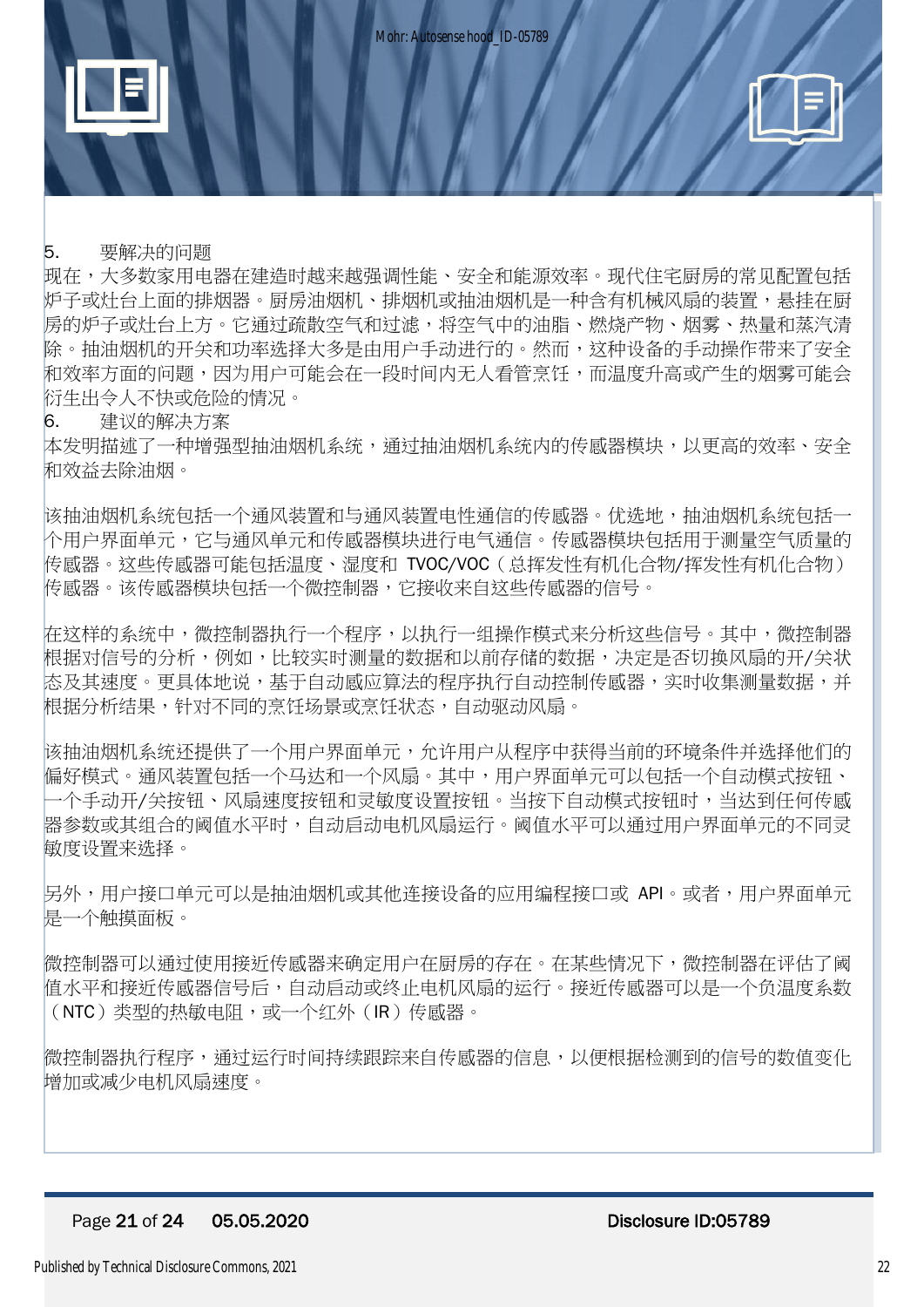5. 要解决的问题

现在，大多数家用电器在建造时越来越强调性能、安全和能源效率。现代住宅厨房的常见配置包括炉子或灶台上面的排烟器。厨房油烟机、排烟机或抽油烟机是一种含有机械风扇的装置，悬挂在厨房的炉子或灶台上方。它通过疏散空气和过滤，将空气中的油脂、燃烧产物、烟雾、热量和蒸汽清除。抽油烟机的开关和功率选择大多是由用户手动进行的。然而，这种设备的手动操作带来了安全和效率方面的问题，因为用户可能会在一段时间内无人看管烹饪，而温度升高或产生的烟雾可能会衍生出令人不快或危险的情况。

6. 建议的解决方案

本发明描述了一种增强型抽油烟机系统，通过抽油烟机系统内的传感器模块，以更高的效率、安全和效益去除油烟。

该抽油烟机系统包括一个通风装置和与通风装置电性通信的传感器。优选地，抽油烟机系统包括一个用户界面单元，它与通风单元和传感器模块进行电气通信。传感器模块包括用于测量空气质量的传感器。这些传感器可能包括温度、湿度和 TVOC/VOC（总挥发性有机化合物/挥发性有机化合物）传感器。该传感器模块包括一个微控制器，它接收来自这些传感器的信号。

在这样的系统中，微控制器执行一个程序，以执行一组操作模式来分析这些信号。其中，微控制器根据对信号的分析，例如，比较实时测量的数据和以前存储的数据，决定是否切换风扇的开/关状态及其速度。更具体地说，基于自动感应算法的程序执行自动控制传感器，实时收集测量数据，并根据分析结果，针对不同的烹饪场景或烹饪状态，自动驱动风扇。

该抽油烟机系统还提供了一个用户界面单元，允许用户从程序中获得当前的环境条件并选择他们的偏好模式。通风装置包括一个马达和一个风扇。其中，用户界面单元可以包括一个自动模式按钮、一个手动开/关按钮、风扇速度按钮和灵敏度设置按钮。当按下自动模式按钮时，当达到任何传感器参数或其组合的阈值水平时，自动启动电机风扇运行。阈值水平可以通过用户界面单元的不同灵敏度设置来选择。

另外，用户接口单元可以是抽油烟机或其他连接设备的应用编程接口或 API。或者，用户界面单元是一个触摸面板。

微控制器可以通过使用接近传感器来确定用户在厨房的存在。在某些情况下，微控制器在评估了阈值水平和接近传感器信号后，自动启动或终止电机风扇的运行。接近传感器可以是一个负温度系数（NTC）类型的热敏电阻，或一个红外（IR）传感器。

微控制器执行程序，通过运行时间持续跟踪来自传感器的信息，以便根据检测到的信号的数值变化增加或减少电机风扇速度。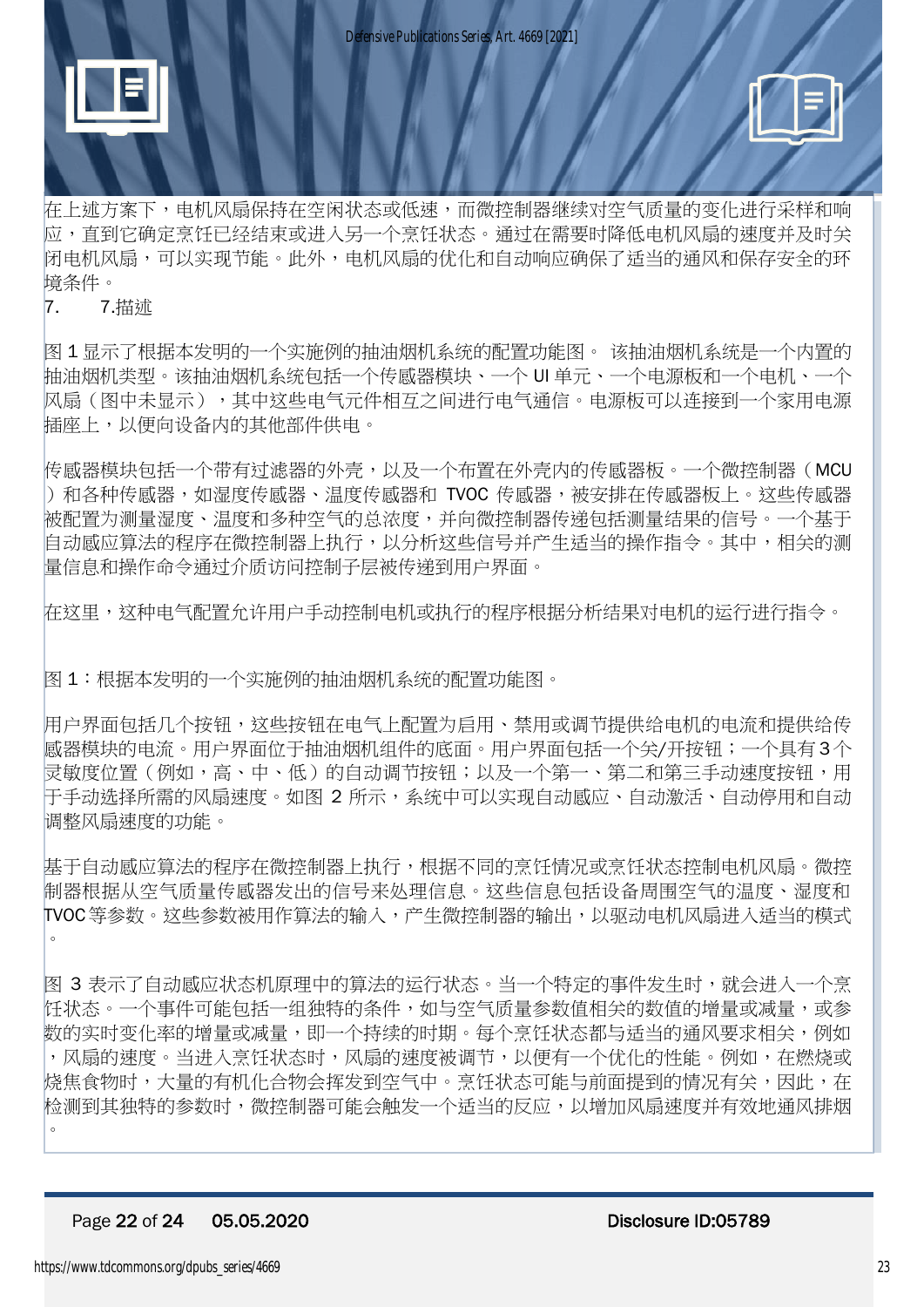在上述方案下，电机风扇保持在空闲状态或低速，而微控制器继续对空气质量的变化进行采样和响应，直到它确定烹饪已经结束或进入另一个烹饪状态。通过在需要时降低电机风扇的速度并及时关闭电机风扇，可以实现节能。此外，电机风扇的优化和自动响应确保了适当的通风和保存安全的环境条件。

7.　　7.描述

图 1 显示了根据本发明的一个实施例的抽油烟机系统的配置功能图。 该抽油烟机系统是一个内置的抽油烟机类型。该抽油烟机系统包括一个传感器模块、一个 UI 单元、一个电源板和一个电机、一个风扇（图中未显示），其中这些电气元件相互之间进行电气通信。电源板可以连接到一个家用电源插座上，以便向设备内的其他部件供电。

传感器模块包括一个带有过滤器的外壳，以及一个布置在外壳内的传感器板。一个微控制器（MCU）和各种传感器，如湿度传感器、温度传感器和 TVOC 传感器，被安排在传感器板上。这些传感器被配置为测量湿度、温度和多种空气的总浓度，并向微控制器传递包括测量结果的信号。一个基于自动感应算法的程序在微控制器上执行，以分析这些信号并产生适当的操作指令。其中，相关的测量信息和操作命令通过介质访问控制子层被传递到用户界面。

在这里，这种电气配置允许用户手动控制电机或执行的程序根据分析结果对电机的运行进行指令。

图 1：根据本发明的一个实施例的抽油烟机系统的配置功能图。

用户界面包括几个按钮，这些按钮在电气上配置为启用、禁用或调节提供给电机的电流和提供给传感器模块的电流。用户界面位于抽油烟机组件的底面。用户界面包括一个关/开按钮；一个具有 3 个灵敏度位置（例如，高、中、低）的自动调节按钮；以及一个第一、第二和第三手动速度按钮，用于手动选择所需的风扇速度。如图 2 所示，系统中可以实现自动感应、自动激活、自动停用和自动调整风扇速度的功能。

基于自动感应算法的程序在微控制器上执行，根据不同的烹饪情况或烹饪状态控制电机风扇。微控制器根据从空气质量传感器发出的信号来处理信息。这些信息包括设备周围空气的温度、湿度和 TVOC 等参数。这些参数被用作算法的输入，产生微控制器的输出，以驱动电机风扇进入适当的模式。

图 3 表示了自动感应状态机原理中的算法的运行状态。当一个特定的事件发生时，就会进入一个烹饪状态。一个事件可能包括一组独特的条件，如与空气质量参数值相关的数值的增量或减量，或参数的实时变化率的增量或减量，即一个持续的时期。每个烹饪状态都与适当的通风要求相关，例如，风扇的速度。当进入烹饪状态时，风扇的速度被调节，以便有一个优化的性能。例如，在燃烧或烧焦食物时，大量的有机化合物会挥发到空气中。烹饪状态可能与前面提到的情况有关，因此，在检测到其独特的参数时，微控制器可能会触发一个适当的反应，以增加风扇速度并有效地通风排烟。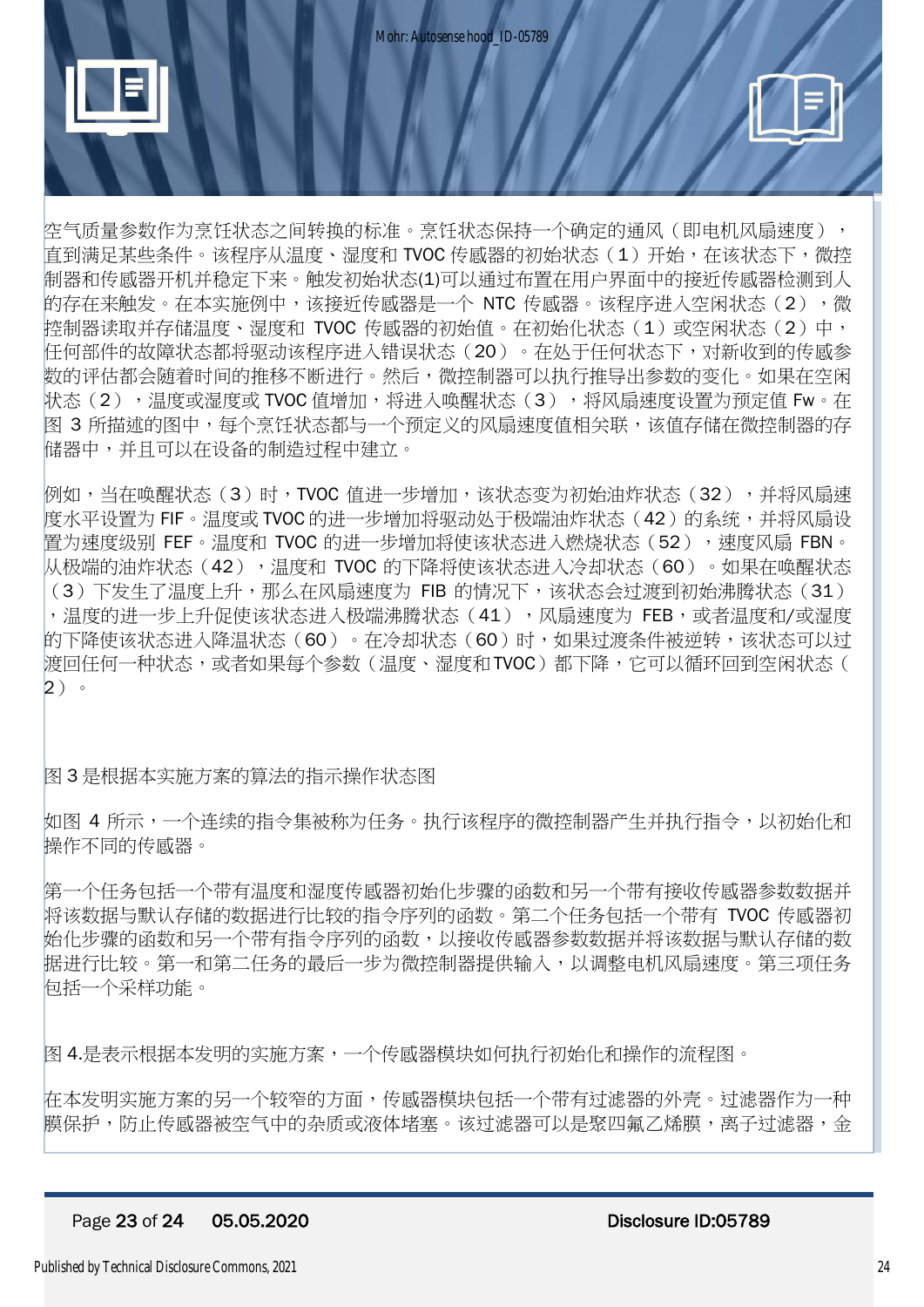空气质量参数作为烹饪状态之间转换的标准。烹饪状态保持一个确定的通风（即电机风扇速度），直到满足某些条件。该程序从温度、湿度和 TVOC 传感器的初始状态（1）开始，在该状态下，微控制器和传感器开机并稳定下来。触发初始状态(1)可以通过布置在用户界面中的接近传感器检测到人的存在来触发。在本实施例中，该接近传感器是一个 NTC 传感器。该程序进入空闲状态（2），微控制器读取并存储温度、湿度和 TVOC 传感器的初始值。在初始化状态（1）或空闲状态（2）中，任何部件的故障状态都将驱动该程序进入错误状态（20）。在处于任何状态下，对新收到的传感参数的评估都会随着时间的推移不断进行。然后，微控制器可以执行推导出参数的变化。如果在空闲状态（2），温度或湿度或 TVOC 值增加，将进入唤醒状态（3），将风扇速度设置为预定值 Fw。在图 3 所描述的图中，每个烹饪状态都与一个预定义的风扇速度值相关联，该值存储在微控制器的存储器中，并且可以在设备的制造过程中建立。

例如，当在唤醒状态（3）时，TVOC 值进一步增加，该状态变为初始油炸状态（32），并将风扇速度水平设置为 FIF。温度或 TVOC 的进一步增加将驱动处于极端油炸状态（42）的系统，并将风扇设置为速度级别 FEF。温度和 TVOC 的进一步增加将使该状态进入燃烧状态（52），速度风扇 FBN。从极端的油炸状态（42），温度和 TVOC 的下降将使该状态进入冷却状态（60）。如果在唤醒状态（3）下发生了温度上升，那么在风扇速度为 FIB 的情况下，该状态会过渡到初始沸腾状态（31），温度的进一步上升促使该状态进入极端沸腾状态（41），风扇速度为 FEB，或者温度和/或湿度的下降使该状态进入降温状态（60）。在冷却状态（60）时，如果过渡条件被逆转，该状态可以过渡回任何一种状态，或者如果每个参数（温度、湿度和TVOC）都下降，它可以循环回到空闲状态（2）。

图 3 是根据本实施方案的算法的指示操作状态图

如图 4 所示，一个连续的指令集被称为任务。执行该程序的微控制器产生并执行指令，以初始化和操作不同的传感器。

第一个任务包括一个带有温度和湿度传感器初始化步骤的函数和另一个带有接收传感器参数数据并将该数据与默认存储的数据进行比较的指令序列的函数。第二个任务包括一个带有 TVOC 传感器初始化步骤的函数和另一个带有指令序列的函数，以接收传感器参数数据并将该数据与默认存储的数据进行比较。第一和第二任务的最后一步为微控制器提供输入，以调整电机风扇速度。第三项任务包括一个采样功能。

图 4.是表示根据本发明的实施方案，一个传感器模块如何执行初始化和操作的流程图。

在本发明实施方案的另一个较窄的方面，传感器模块包括一个带有过滤器的外壳。过滤器作为一种膜保护，防止传感器被空气中的杂质或液体堵塞。该过滤器可以是聚四氟乙烯膜，离子过滤器，金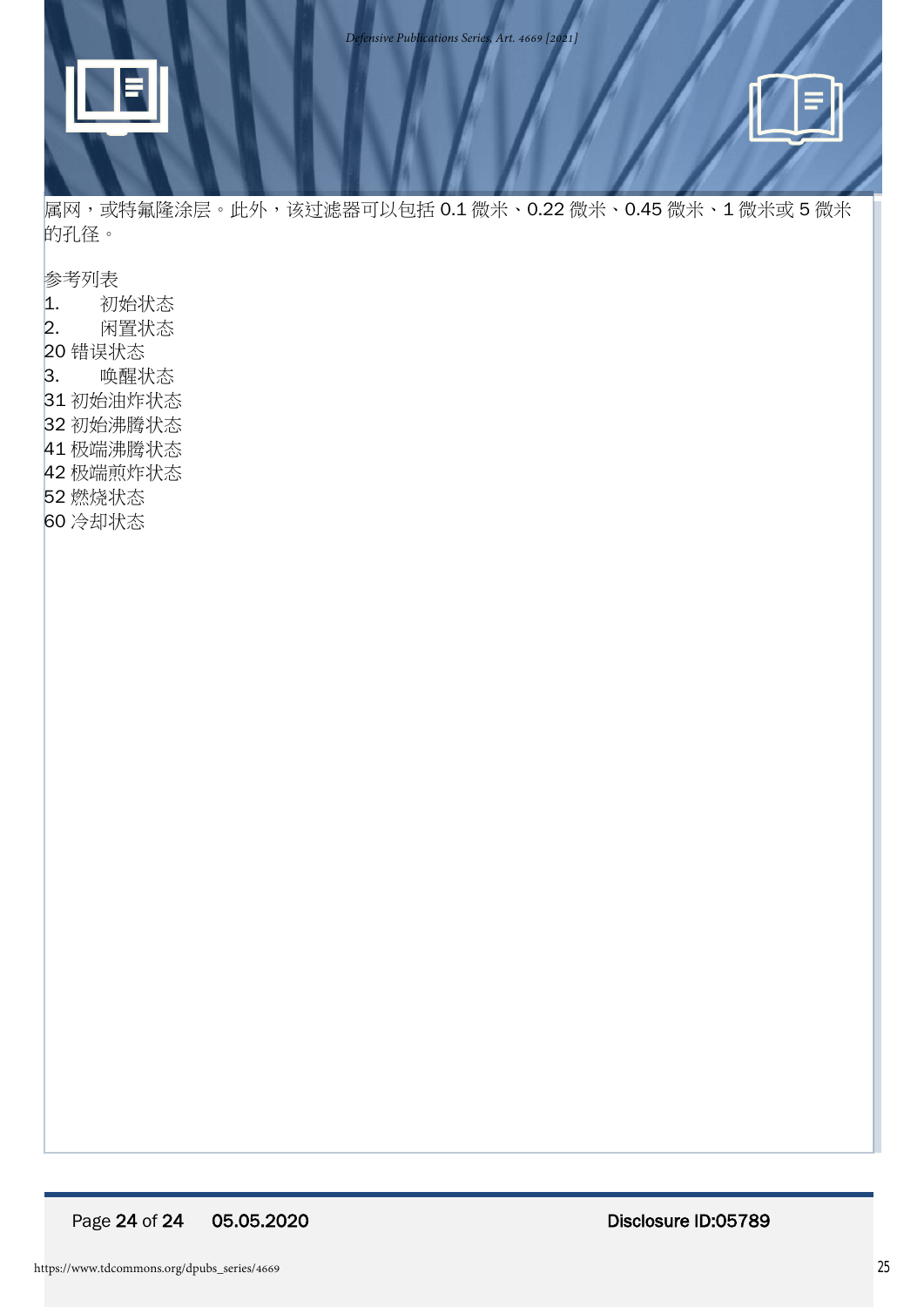属网，或特氟隆涂层。此外，该过滤器可以包括 0.1 微米、0.22 微米、0.45 微米、1 微米或 5 微米的孔径。

参考列表

1. 初始状态
2. 闲置状态

20 错误状态

3. 唤醒状态

31 初始油炸状态
32 初始沸腾状态
41 极端沸腾状态
42 极端煎炸状态
52 燃烧状态
60 冷却状态